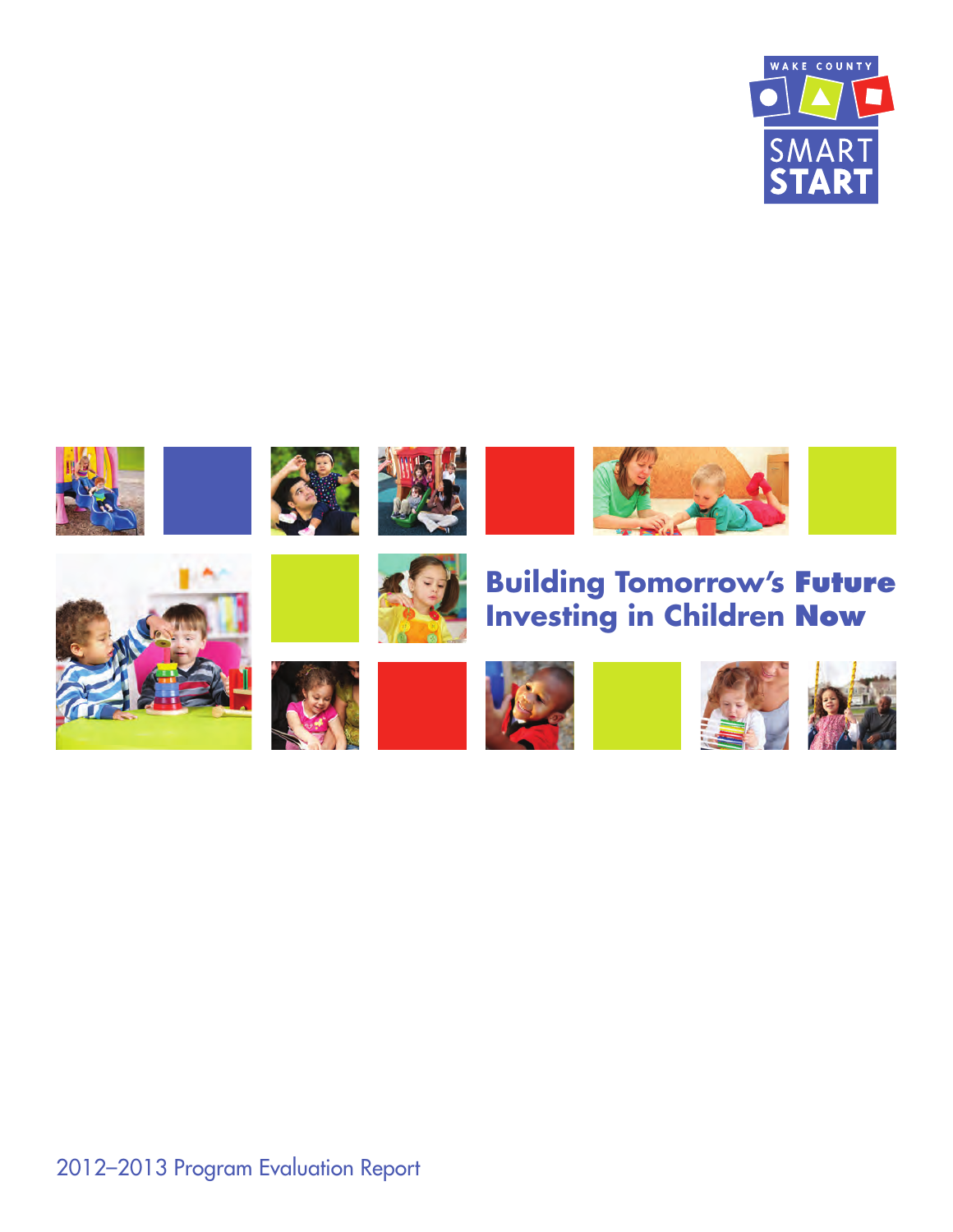WAKE COUNTY

SMART START

# Building Tomorrow's Future Investing in Children Now

2012–2013 Program Evaluation Report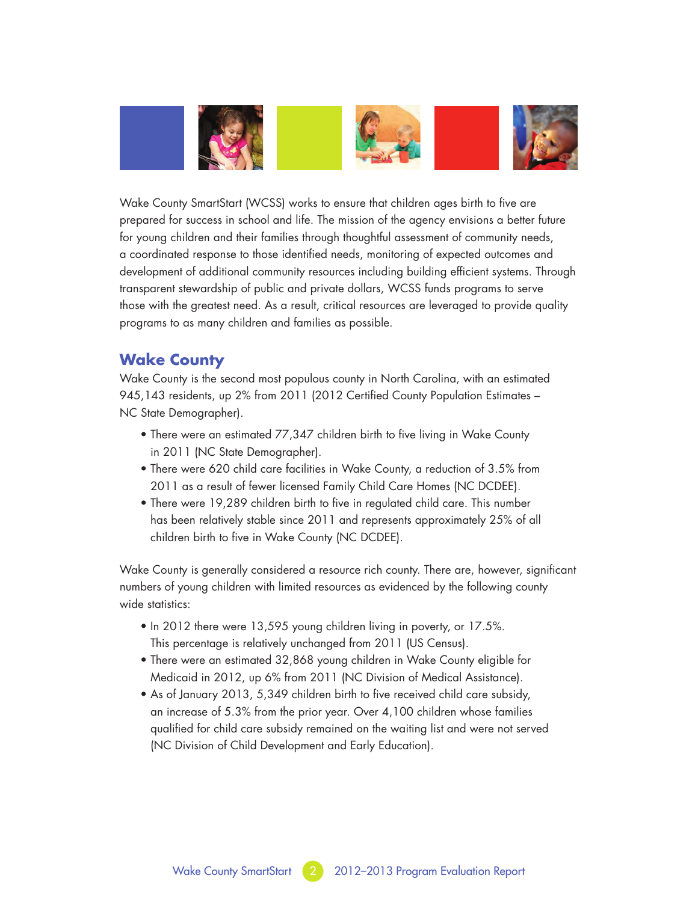Wake County SmartStart (WCSS) works to ensure that children ages birth to five are prepared for success in school and life. The mission of the agency envisions a better future for young children and their families through thoughtful assessment of community needs, a coordinated response to those identified needs, monitoring of expected outcomes and development of additional community resources including building efficient systems. Through transparent stewardship of public and private dollars, WCSS funds programs to serve those with the greatest need. As a result, critical resources are leveraged to provide quality programs to as many children and families as possible.

## Wake County

Wake County is the second most populous county in North Carolina, with an estimated 945,143 residents, up 2% from 2011 (2012 Certified County Population Estimates – NC State Demographer).

- There were an estimated 77,347 children birth to five living in Wake County in 2011 (NC State Demographer).
- There were 620 child care facilities in Wake County, a reduction of 3.5% from 2011 as a result of fewer licensed Family Child Care Homes (NC DCDEE).
- There were 19,289 children birth to five in regulated child care. This number has been relatively stable since 2011 and represents approximately 25% of all children birth to five in Wake County (NC DCDEE).

Wake County is generally considered a resource rich county. There are, however, significant numbers of young children with limited resources as evidenced by the following county wide statistics:

- In 2012 there were 13,595 young children living in poverty, or 17.5%. This percentage is relatively unchanged from 2011 (US Census).
- There were an estimated 32,868 young children in Wake County eligible for Medicaid in 2012, up 6% from 2011 (NC Division of Medical Assistance).
- As of January 2013, 5,349 children birth to five received child care subsidy, an increase of 5.3% from the prior year. Over 4,100 children whose families qualified for child care subsidy remained on the waiting list and were not served (NC Division of Child Development and Early Education).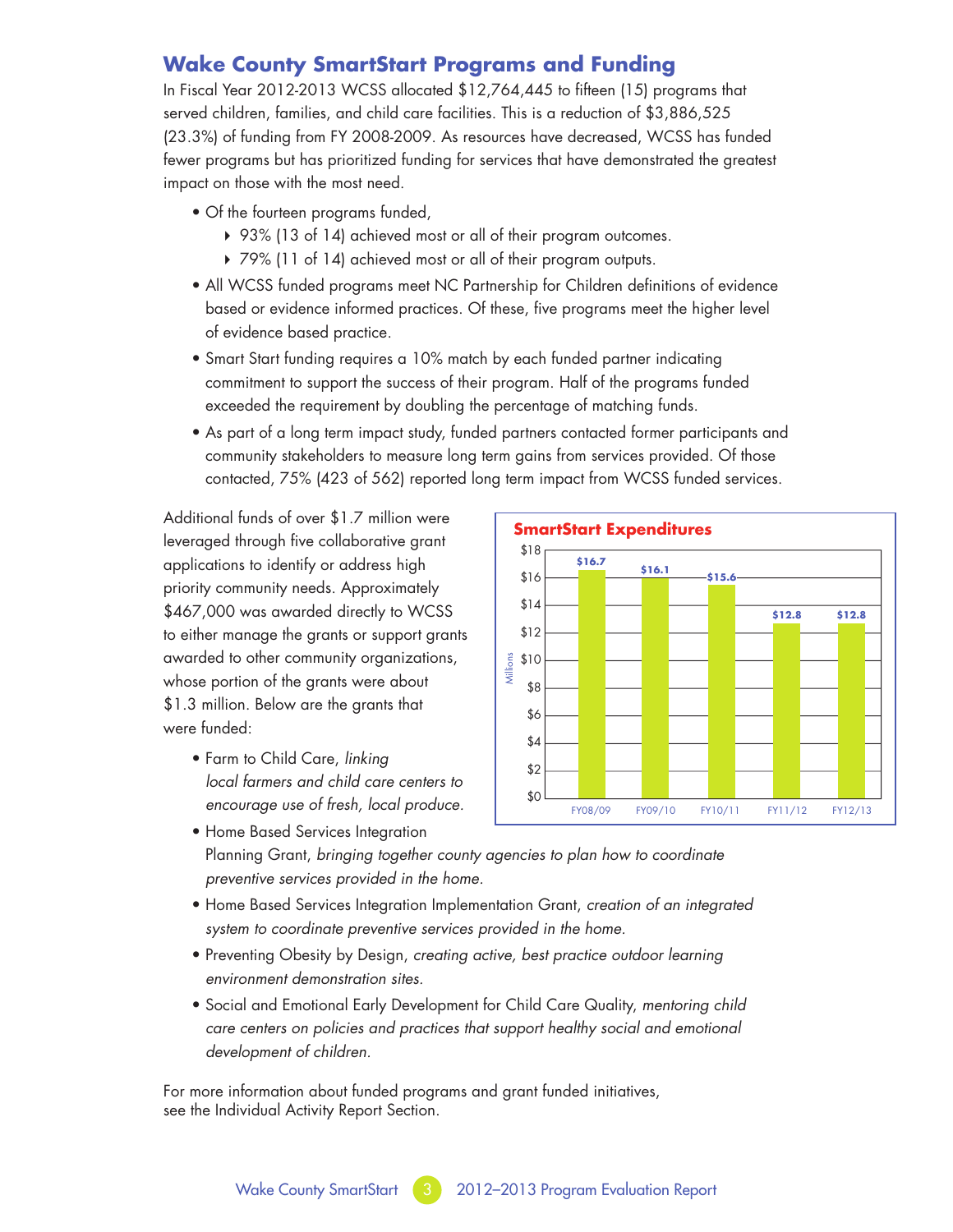## Wake County SmartStart Programs and Funding

In Fiscal Year 2012-2013 WCSS allocated $12,764,445 to fifteen (15) programs that served children, families, and child care facilities. This is a reduction of $3,886,525 (23.3%) of funding from FY 2008-2009. As resources have decreased, WCSS has funded fewer programs but has prioritized funding for services that have demonstrated the greatest impact on those with the most need.

- Of the fourteen programs funded,
  - 93% (13 of 14) achieved most or all of their program outcomes.
  - 79% (11 of 14) achieved most or all of their program outputs.
- All WCSS funded programs meet NC Partnership for Children definitions of evidence based or evidence informed practices. Of these, five programs meet the higher level of evidence based practice.
- Smart Start funding requires a 10% match by each funded partner indicating commitment to support the success of their program. Half of the programs funded exceeded the requirement by doubling the percentage of matching funds.
- As part of a long term impact study, funded partners contacted former participants and community stakeholders to measure long term gains from services provided. Of those contacted, 75% (423 of 562) reported long term impact from WCSS funded services.

Additional funds of over $1.7 million were leveraged through five collaborative grant applications to identify or address high priority community needs. Approximately $467,000 was awarded directly to WCSS to either manage the grants or support grants awarded to other community organizations, whose portion of the grants were about $1.3 million. Below are the grants that were funded:

**SmartStart Expenditures** (Millions)

| Fiscal Year | Expenditures |
|---|---|
| FY08/09 | $16.7 |
| FY09/10 | $16.1 |
| FY10/11 | $15.6 |
| FY11/12 | $12.8 |
| FY12/13 | $12.8 |

- Farm to Child Care, *linking local farmers and child care centers to encourage use of fresh, local produce.*
- Home Based Services Integration Planning Grant, *bringing together county agencies to plan how to coordinate preventive services provided in the home.*
- Home Based Services Integration Implementation Grant, *creation of an integrated system to coordinate preventive services provided in the home.*
- Preventing Obesity by Design, *creating active, best practice outdoor learning environment demonstration sites.*
- Social and Emotional Early Development for Child Care Quality, *mentoring child care centers on policies and practices that support healthy social and emotional development of children.*

For more information about funded programs and grant funded initiatives, see the Individual Activity Report Section.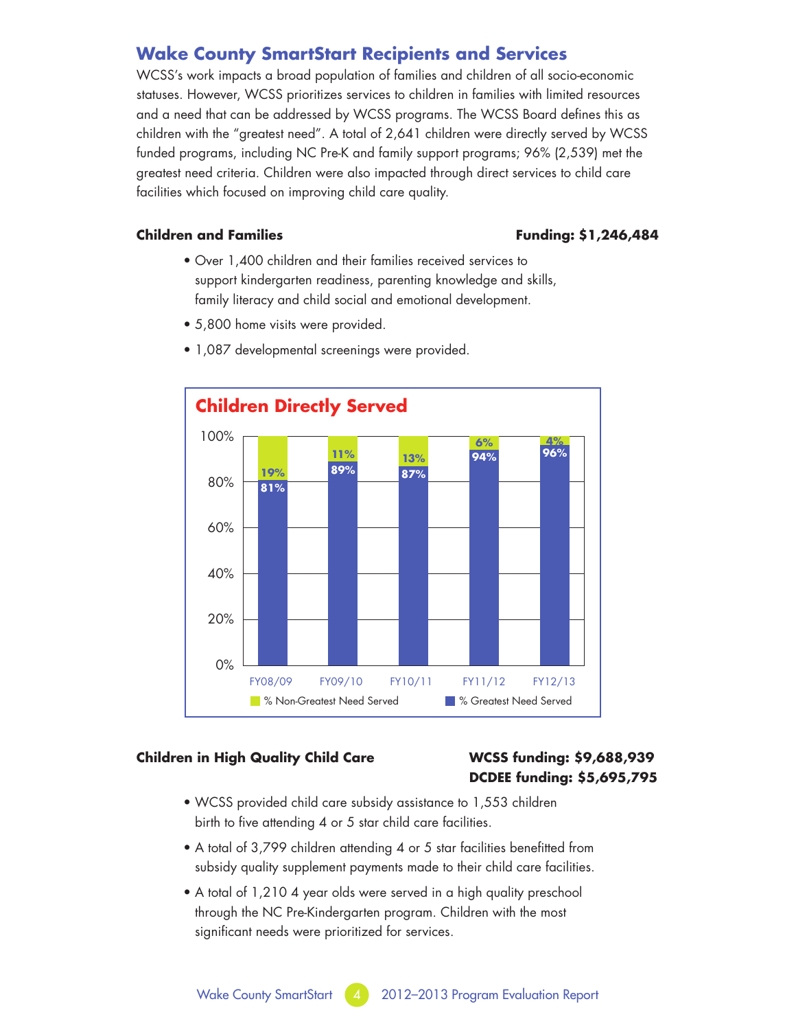## Wake County SmartStart Recipients and Services

WCSS's work impacts a broad population of families and children of all socio-economic statuses. However, WCSS prioritizes services to children in families with limited resources and a need that can be addressed by WCSS programs. The WCSS Board defines this as children with the "greatest need". A total of 2,641 children were directly served by WCSS funded programs, including NC Pre-K and family support programs; 96% (2,539) met the greatest need criteria. Children were also impacted through direct services to child care facilities which focused on improving child care quality.

**Children and Families** **Funding: $1,246,484**

- Over 1,400 children and their families received services to support kindergarten readiness, parenting knowledge and skills, family literacy and child social and emotional development.
- 5,800 home visits were provided.
- 1,087 developmental screenings were provided.

**Children Directly Served**

| | FY08/09 | FY09/10 | FY10/11 | FY11/12 | FY12/13 |
|---|---|---|---|---|---|
| % Non-Greatest Need Served | 19% | 11% | 13% | 6% | 4% |
| % Greatest Need Served | 81% | 89% | 87% | 94% | 96% |

**Children in High Quality Child Care** **WCSS funding: $9,688,939**
**DCDEE funding: $5,695,795**

- WCSS provided child care subsidy assistance to 1,553 children birth to five attending 4 or 5 star child care facilities.
- A total of 3,799 children attending 4 or 5 star facilities benefitted from subsidy quality supplement payments made to their child care facilities.
- A total of 1,210 4 year olds were served in a high quality preschool through the NC Pre-Kindergarten program. Children with the most significant needs were prioritized for services.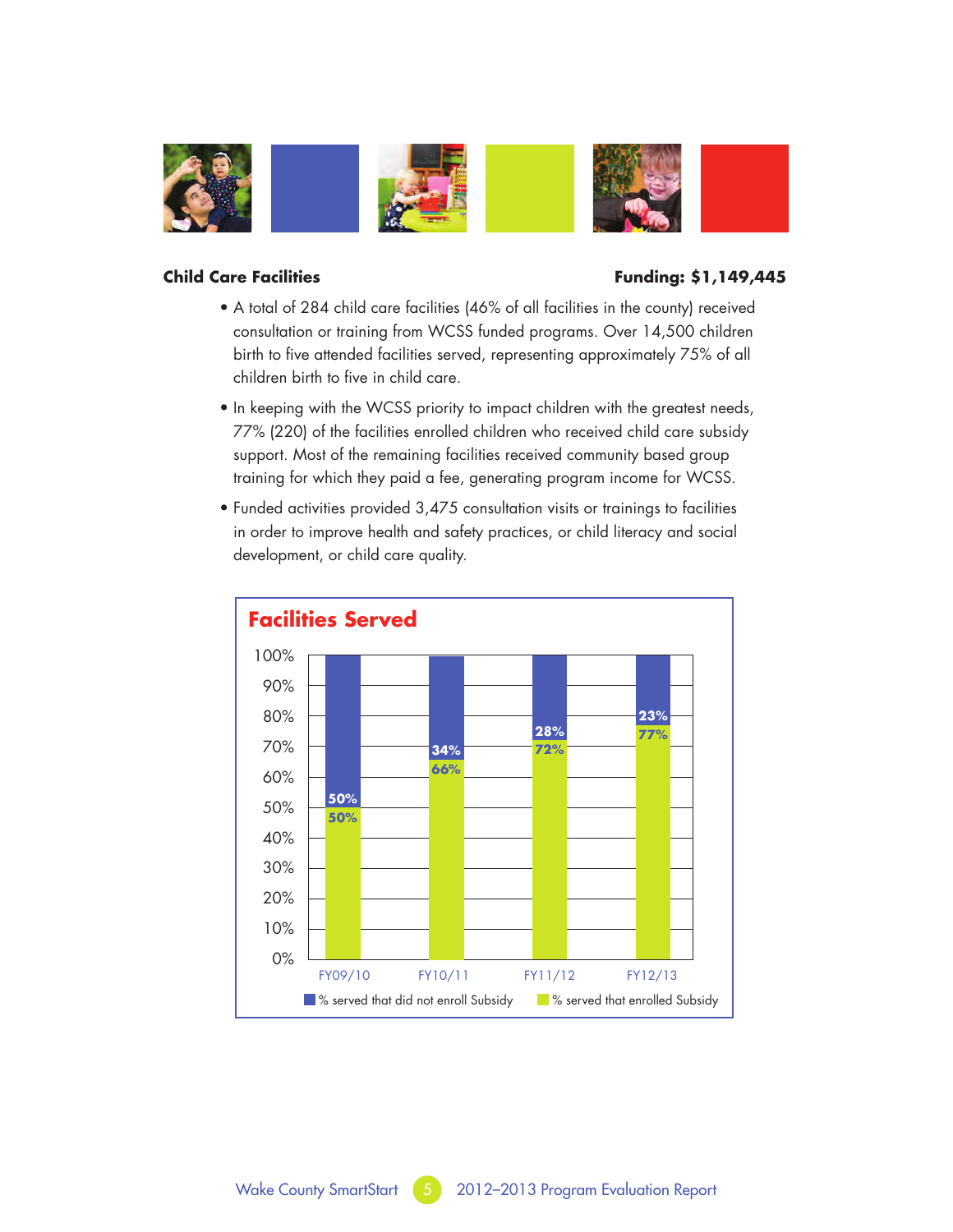## Child Care Facilities

**Funding: $1,149,445**

- A total of 284 child care facilities (46% of all facilities in the county) received consultation or training from WCSS funded programs. Over 14,500 children birth to five attended facilities served, representing approximately 75% of all children birth to five in child care.
- In keeping with the WCSS priority to impact children with the greatest needs, 77% (220) of the facilities enrolled children who received child care subsidy support. Most of the remaining facilities received community based group training for which they paid a fee, generating program income for WCSS.
- Funded activities provided 3,475 consultation visits or trainings to facilities in order to improve health and safety practices, or child literacy and social development, or child care quality.

### Facilities Served

| | FY09/10 | FY10/11 | FY11/12 | FY12/13 |
|---|---|---|---|---|
| % served that did not enroll Subsidy | 50% | 34% | 28% | 23% |
| % served that enrolled Subsidy | 50% | 66% | 72% | 77% |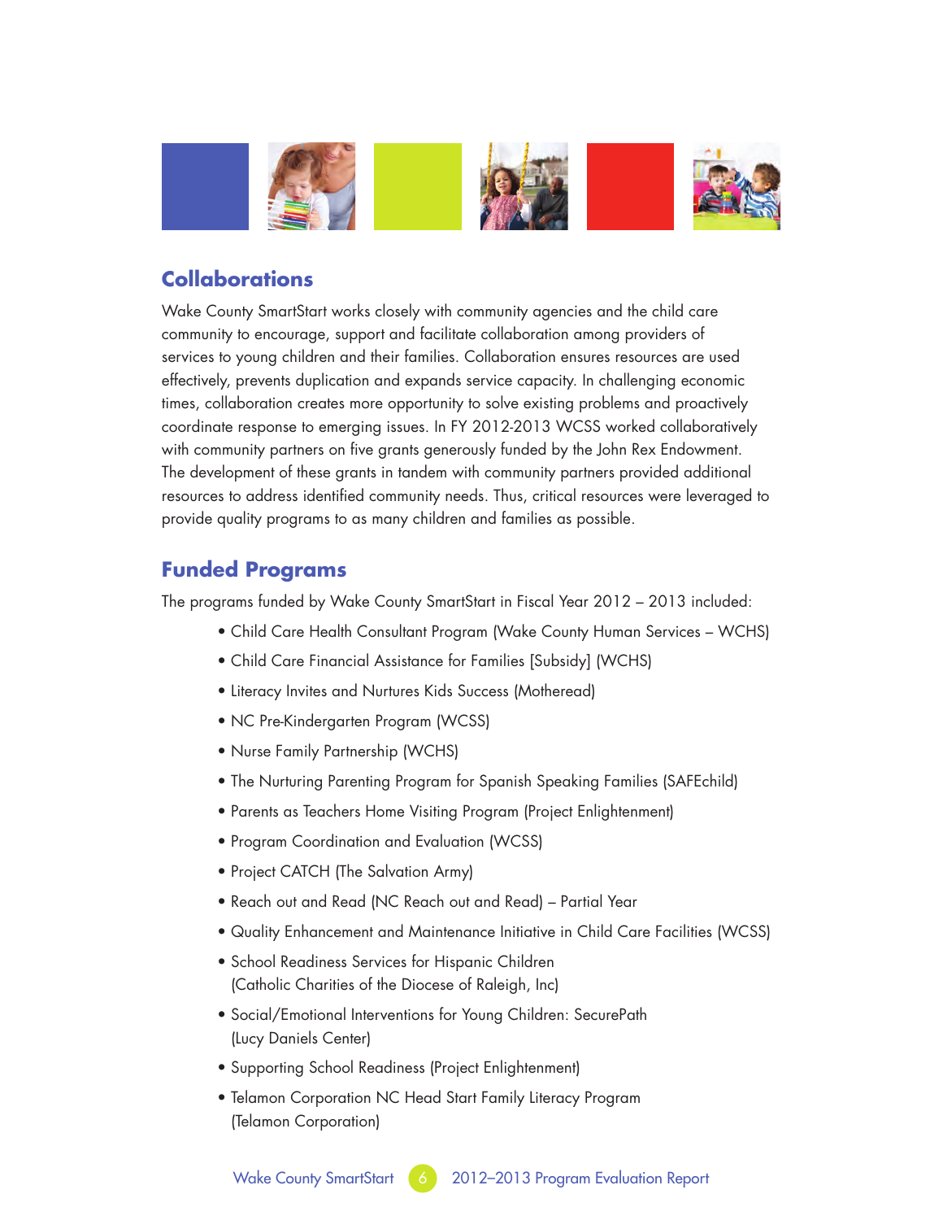## Collaborations

Wake County SmartStart works closely with community agencies and the child care community to encourage, support and facilitate collaboration among providers of services to young children and their families. Collaboration ensures resources are used effectively, prevents duplication and expands service capacity. In challenging economic times, collaboration creates more opportunity to solve existing problems and proactively coordinate response to emerging issues. In FY 2012-2013 WCSS worked collaboratively with community partners on five grants generously funded by the John Rex Endowment. The development of these grants in tandem with community partners provided additional resources to address identified community needs. Thus, critical resources were leveraged to provide quality programs to as many children and families as possible.

## Funded Programs

The programs funded by Wake County SmartStart in Fiscal Year 2012 – 2013 included:

- Child Care Health Consultant Program (Wake County Human Services – WCHS)
- Child Care Financial Assistance for Families [Subsidy] (WCHS)
- Literacy Invites and Nurtures Kids Success (Motheread)
- NC Pre-Kindergarten Program (WCSS)
- Nurse Family Partnership (WCHS)
- The Nurturing Parenting Program for Spanish Speaking Families (SAFEchild)
- Parents as Teachers Home Visiting Program (Project Enlightenment)
- Program Coordination and Evaluation (WCSS)
- Project CATCH (The Salvation Army)
- Reach out and Read (NC Reach out and Read) – Partial Year
- Quality Enhancement and Maintenance Initiative in Child Care Facilities (WCSS)
- School Readiness Services for Hispanic Children (Catholic Charities of the Diocese of Raleigh, Inc)
- Social/Emotional Interventions for Young Children: SecurePath (Lucy Daniels Center)
- Supporting School Readiness (Project Enlightenment)
- Telamon Corporation NC Head Start Family Literacy Program (Telamon Corporation)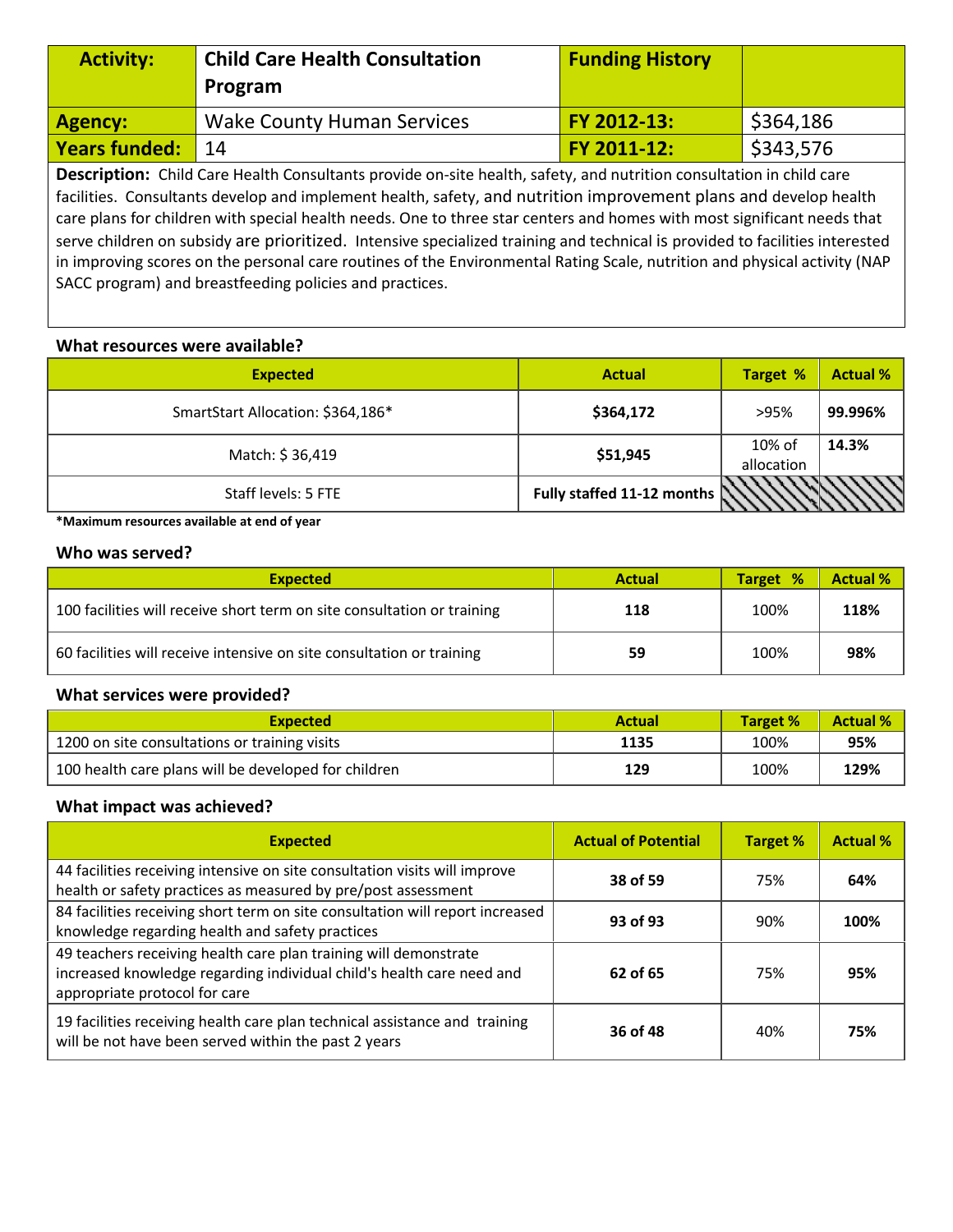| Activity: | Child Care Health Consultation Program | Funding History | |
|---|---|---|---|
| Agency: | Wake County Human Services | FY 2012-13: | $364,186 |
| Years funded: | 14 | FY 2011-12: | $343,576 |

**Description:** Child Care Health Consultants provide on-site health, safety, and nutrition consultation in child care facilities. Consultants develop and implement health, safety, and nutrition improvement plans and develop health care plans for children with special health needs. One to three star centers and homes with most significant needs that serve children on subsidy are prioritized. Intensive specialized training and technical is provided to facilities interested in improving scores on the personal care routines of the Environmental Rating Scale, nutrition and physical activity (NAP SACC program) and breastfeeding policies and practices.

### What resources were available?

| Expected | Actual | Target % | Actual % |
|---|---|---|---|
| SmartStart Allocation: $364,186* | **$364,172** | >95% | **99.996%** |
| Match: $ 36,419 | **$51,945** | 10% of allocation | **14.3%** |
| Staff levels: 5 FTE | **Fully staffed 11-12 months** | | |

***Maximum resources available at end of year**

### Who was served?

| Expected | Actual | Target % | Actual % |
|---|---|---|---|
| 100 facilities will receive short term on site consultation or training | **118** | 100% | **118%** |
| 60 facilities will receive intensive on site consultation or training | **59** | 100% | **98%** |

### What services were provided?

| Expected | Actual | Target % | Actual % |
|---|---|---|---|
| 1200 on site consultations or training visits | **1135** | 100% | **95%** |
| 100 health care plans will be developed for children | **129** | 100% | **129%** |

### What impact was achieved?

| Expected | Actual of Potential | Target % | Actual % |
|---|---|---|---|
| 44 facilities receiving intensive on site consultation visits will improve health or safety practices as measured by pre/post assessment | **38 of 59** | 75% | **64%** |
| 84 facilities receiving short term on site consultation will report increased knowledge regarding health and safety practices | **93 of 93** | 90% | **100%** |
| 49 teachers receiving health care plan training will demonstrate increased knowledge regarding individual child's health care need and appropriate protocol for care | **62 of 65** | 75% | **95%** |
| 19 facilities receiving health care plan technical assistance and training will be not have been served within the past 2 years | **36 of 48** | 40% | **75%** |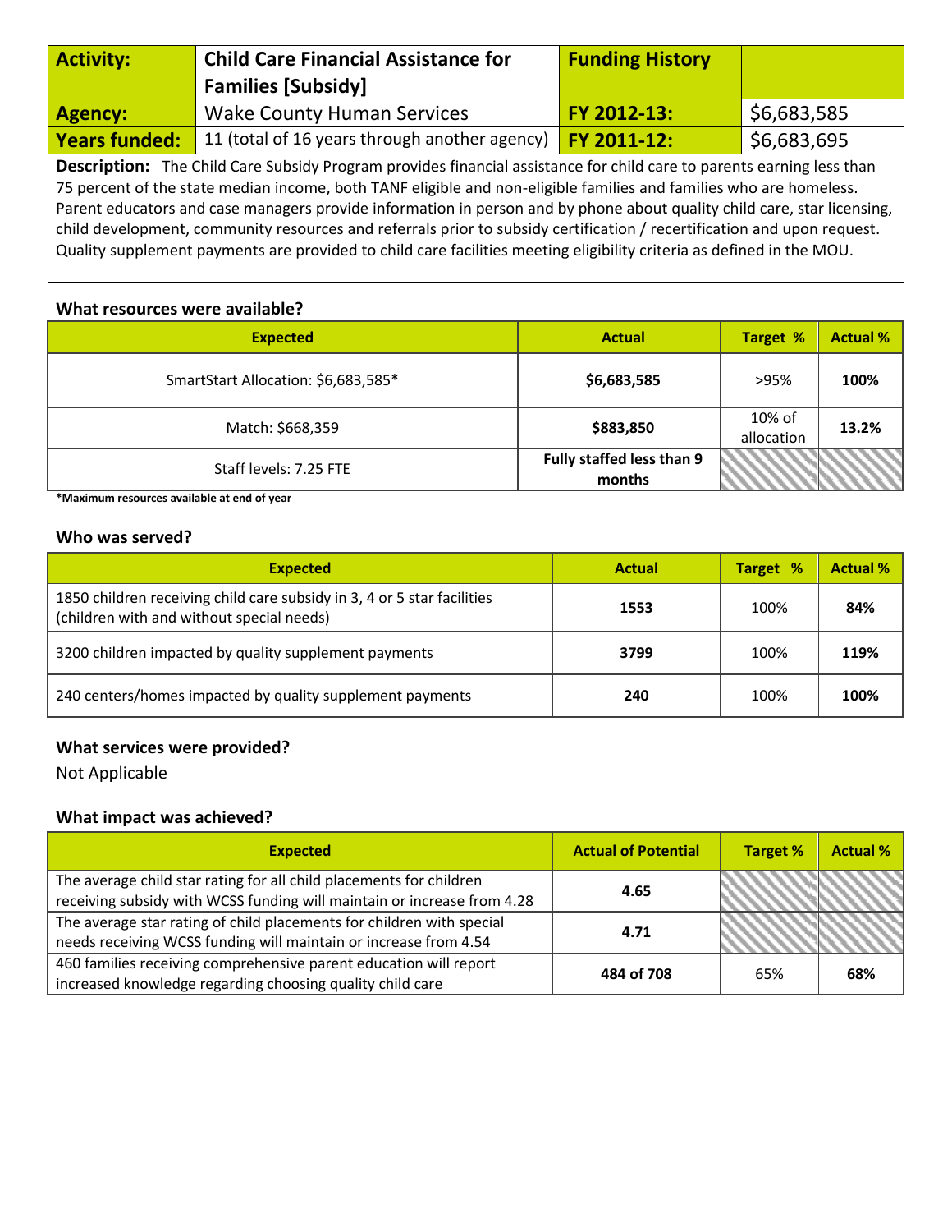| Activity: | Child Care Financial Assistance for Families [Subsidy] | Funding History | |
|---|---|---|---|
| Agency: | Wake County Human Services | FY 2012-13: | $6,683,585 |
| Years funded: | 11 (total of 16 years through another agency) | FY 2011-12: | $6,683,695 |

**Description:** The Child Care Subsidy Program provides financial assistance for child care to parents earning less than 75 percent of the state median income, both TANF eligible and non-eligible families and families who are homeless. Parent educators and case managers provide information in person and by phone about quality child care, star licensing, child development, community resources and referrals prior to subsidy certification / recertification and upon request. Quality supplement payments are provided to child care facilities meeting eligibility criteria as defined in the MOU.

### What resources were available?

| Expected | Actual | Target % | Actual % |
|---|---|---|---|
| SmartStart Allocation: $6,683,585* | **$6,683,585** | >95% | **100%** |
| Match: $668,359 | **$883,850** | 10% of allocation | **13.2%** |
| Staff levels: 7.25 FTE | **Fully staffed less than 9 months** | | |

***Maximum resources available at end of year**

### Who was served?

| Expected | Actual | Target % | Actual % |
|---|---|---|---|
| 1850 children receiving child care subsidy in 3, 4 or 5 star facilities (children with and without special needs) | **1553** | 100% | **84%** |
| 3200 children impacted by quality supplement payments | **3799** | 100% | **119%** |
| 240 centers/homes impacted by quality supplement payments | **240** | 100% | **100%** |

### What services were provided?

Not Applicable

### What impact was achieved?

| Expected | Actual of Potential | Target % | Actual % |
|---|---|---|---|
| The average child star rating for all child placements for children receiving subsidy with WCSS funding will maintain or increase from 4.28 | **4.65** | | |
| The average star rating of child placements for children with special needs receiving WCSS funding will maintain or increase from 4.54 | **4.71** | | |
| 460 families receiving comprehensive parent education will report increased knowledge regarding choosing quality child care | **484 of 708** | 65% | **68%** |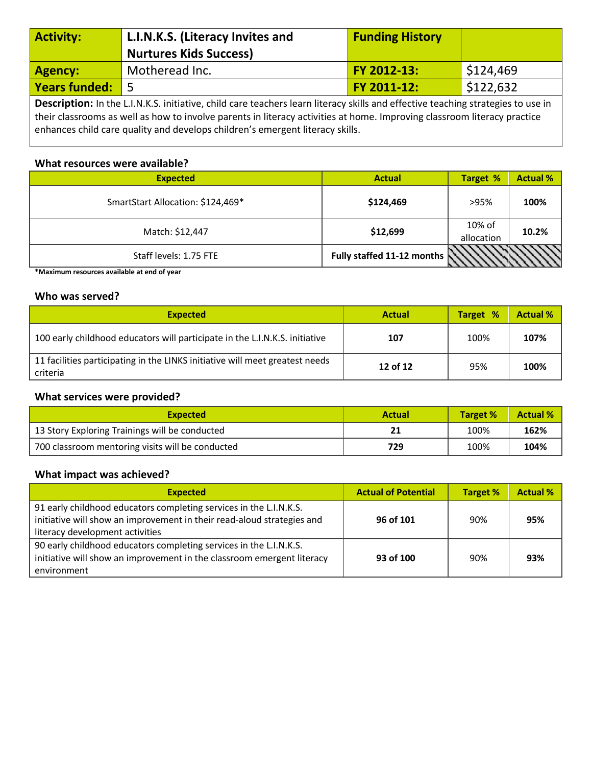| Activity: | L.I.N.K.S. (Literacy Invites and Nurtures Kids Success) | Funding History | |
|---|---|---|---|
| Agency: | Motheread Inc. | FY 2012-13: | $124,469 |
| Years funded: | 5 | FY 2011-12: | $122,632 |

**Description:** In the L.I.N.K.S. initiative, child care teachers learn literacy skills and effective teaching strategies to use in their classrooms as well as how to involve parents in literacy activities at home. Improving classroom literacy practice enhances child care quality and develops children's emergent literacy skills.

### What resources were available?

| Expected | Actual | Target % | Actual % |
|---|---|---|---|
| SmartStart Allocation: $124,469* | **$124,469** | >95% | **100%** |
| Match: $12,447 | **$12,699** | 10% of allocation | **10.2%** |
| Staff levels: 1.75 FTE | **Fully staffed 11-12 months** | | |

**\*Maximum resources available at end of year**

### Who was served?

| Expected | Actual | Target % | Actual % |
|---|---|---|---|
| 100 early childhood educators will participate in the L.I.N.K.S. initiative | **107** | 100% | **107%** |
| 11 facilities participating in the LINKS initiative will meet greatest needs criteria | **12 of 12** | 95% | **100%** |

### What services were provided?

| Expected | Actual | Target % | Actual % |
|---|---|---|---|
| 13 Story Exploring Trainings will be conducted | **21** | 100% | **162%** |
| 700 classroom mentoring visits will be conducted | **729** | 100% | **104%** |

### What impact was achieved?

| Expected | Actual of Potential | Target % | Actual % |
|---|---|---|---|
| 91 early childhood educators completing services in the L.I.N.K.S. initiative will show an improvement in their read-aloud strategies and literacy development activities | **96 of 101** | 90% | **95%** |
| 90 early childhood educators completing services in the L.I.N.K.S. initiative will show an improvement in the classroom emergent literacy environment | **93 of 100** | 90% | **93%** |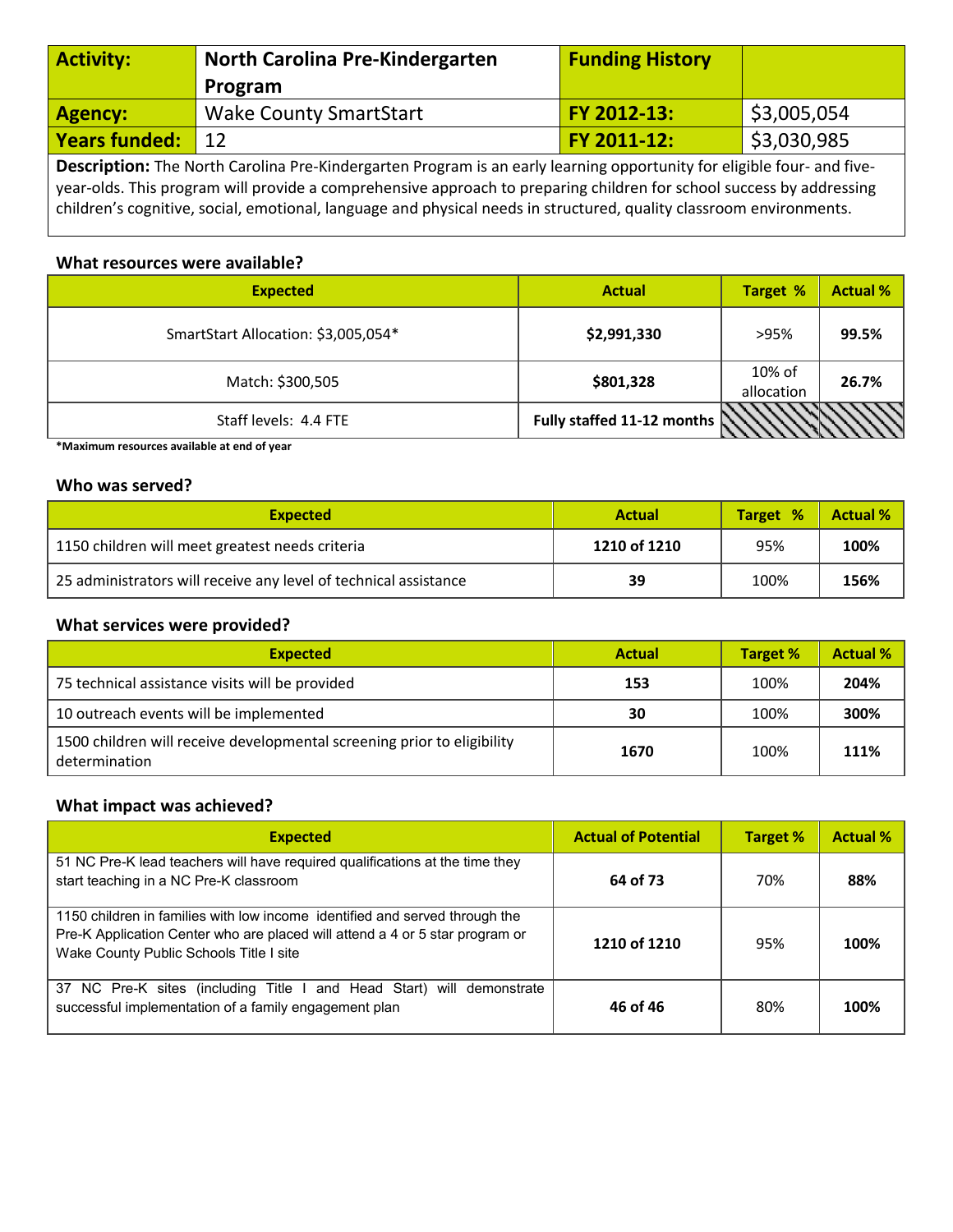| Activity: | North Carolina Pre-Kindergarten Program | Funding History | |
|---|---|---|---|
| Agency: | Wake County SmartStart | FY 2012-13: | $3,005,054 |
| Years funded: | 12 | FY 2011-12: | $3,030,985 |

**Description:** The North Carolina Pre-Kindergarten Program is an early learning opportunity for eligible four- and five-year-olds. This program will provide a comprehensive approach to preparing children for school success by addressing children's cognitive, social, emotional, language and physical needs in structured, quality classroom environments.

### What resources were available?

| Expected | Actual | Target % | Actual % |
|---|---|---|---|
| SmartStart Allocation: $3,005,054* | **$2,991,330** | >95% | **99.5%** |
| Match: $300,505 | **$801,328** | 10% of allocation | **26.7%** |
| Staff levels: 4.4 FTE | **Fully staffed 11-12 months** | | |

***Maximum resources available at end of year**

### Who was served?

| Expected | Actual | Target % | Actual % |
|---|---|---|---|
| 1150 children will meet greatest needs criteria | **1210 of 1210** | 95% | **100%** |
| 25 administrators will receive any level of technical assistance | **39** | 100% | **156%** |

### What services were provided?

| Expected | Actual | Target % | Actual % |
|---|---|---|---|
| 75 technical assistance visits will be provided | **153** | 100% | **204%** |
| 10 outreach events will be implemented | **30** | 100% | **300%** |
| 1500 children will receive developmental screening prior to eligibility determination | **1670** | 100% | **111%** |

### What impact was achieved?

| Expected | Actual of Potential | Target % | Actual % |
|---|---|---|---|
| 51 NC Pre-K lead teachers will have required qualifications at the time they start teaching in a NC Pre-K classroom | **64 of 73** | 70% | **88%** |
| 1150 children in families with low income identified and served through the Pre-K Application Center who are placed will attend a 4 or 5 star program or Wake County Public Schools Title I site | **1210 of 1210** | 95% | **100%** |
| 37 NC Pre-K sites (including Title I and Head Start) will demonstrate successful implementation of a family engagement plan | **46 of 46** | 80% | **100%** |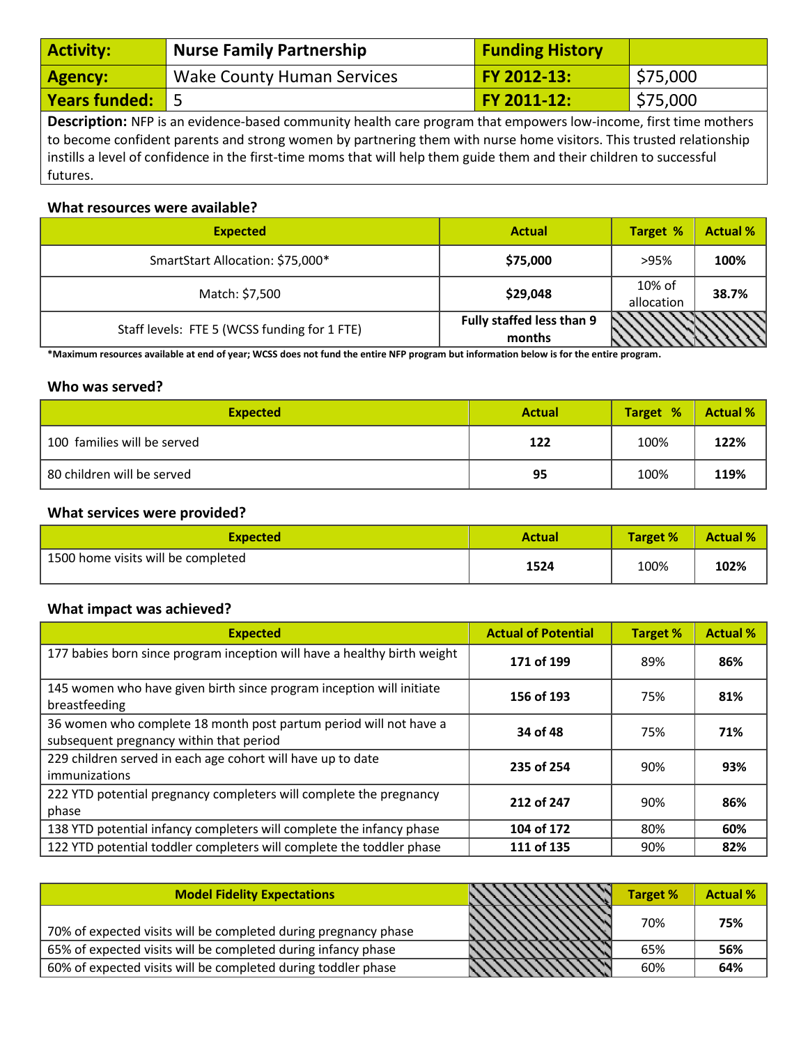| Activity: | Nurse Family Partnership | Funding History | |
|---|---|---|---|
| Agency: | Wake County Human Services | FY 2012-13: | $75,000 |
| Years funded: | 5 | FY 2011-12: | $75,000 |

**Description:** NFP is an evidence-based community health care program that empowers low-income, first time mothers to become confident parents and strong women by partnering them with nurse home visitors. This trusted relationship instills a level of confidence in the first-time moms that will help them guide them and their children to successful futures.

### What resources were available?

| Expected | Actual | Target % | Actual % |
|---|---|---|---|
| SmartStart Allocation: $75,000* | **$75,000** | >95% | **100%** |
| Match: $7,500 | **$29,048** | 10% of allocation | **38.7%** |
| Staff levels: FTE 5 (WCSS funding for 1 FTE) | **Fully staffed less than 9 months** | | |

***Maximum resources available at end of year; WCSS does not fund the entire NFP program but information below is for the entire program.**

### Who was served?

| Expected | Actual | Target % | Actual % |
|---|---|---|---|
| 100 families will be served | **122** | 100% | **122%** |
| 80 children will be served | **95** | 100% | **119%** |

### What services were provided?

| Expected | Actual | Target % | Actual % |
|---|---|---|---|
| 1500 home visits will be completed | **1524** | 100% | **102%** |

### What impact was achieved?

| Expected | Actual of Potential | Target % | Actual % |
|---|---|---|---|
| 177 babies born since program inception will have a healthy birth weight | **171 of 199** | 89% | **86%** |
| 145 women who have given birth since program inception will initiate breastfeeding | **156 of 193** | 75% | **81%** |
| 36 women who complete 18 month post partum period will not have a subsequent pregnancy within that period | **34 of 48** | 75% | **71%** |
| 229 children served in each age cohort will have up to date immunizations | **235 of 254** | 90% | **93%** |
| 222 YTD potential pregnancy completers will complete the pregnancy phase | **212 of 247** | 90% | **86%** |
| 138 YTD potential infancy completers will complete the infancy phase | **104 of 172** | 80% | **60%** |
| 122 YTD potential toddler completers will complete the toddler phase | **111 of 135** | 90% | **82%** |

| Model Fidelity Expectations | | Target % | Actual % |
|---|---|---|---|
| 70% of expected visits will be completed during pregnancy phase | | 70% | **75%** |
| 65% of expected visits will be completed during infancy phase | | 65% | **56%** |
| 60% of expected visits will be completed during toddler phase | | 60% | **64%** |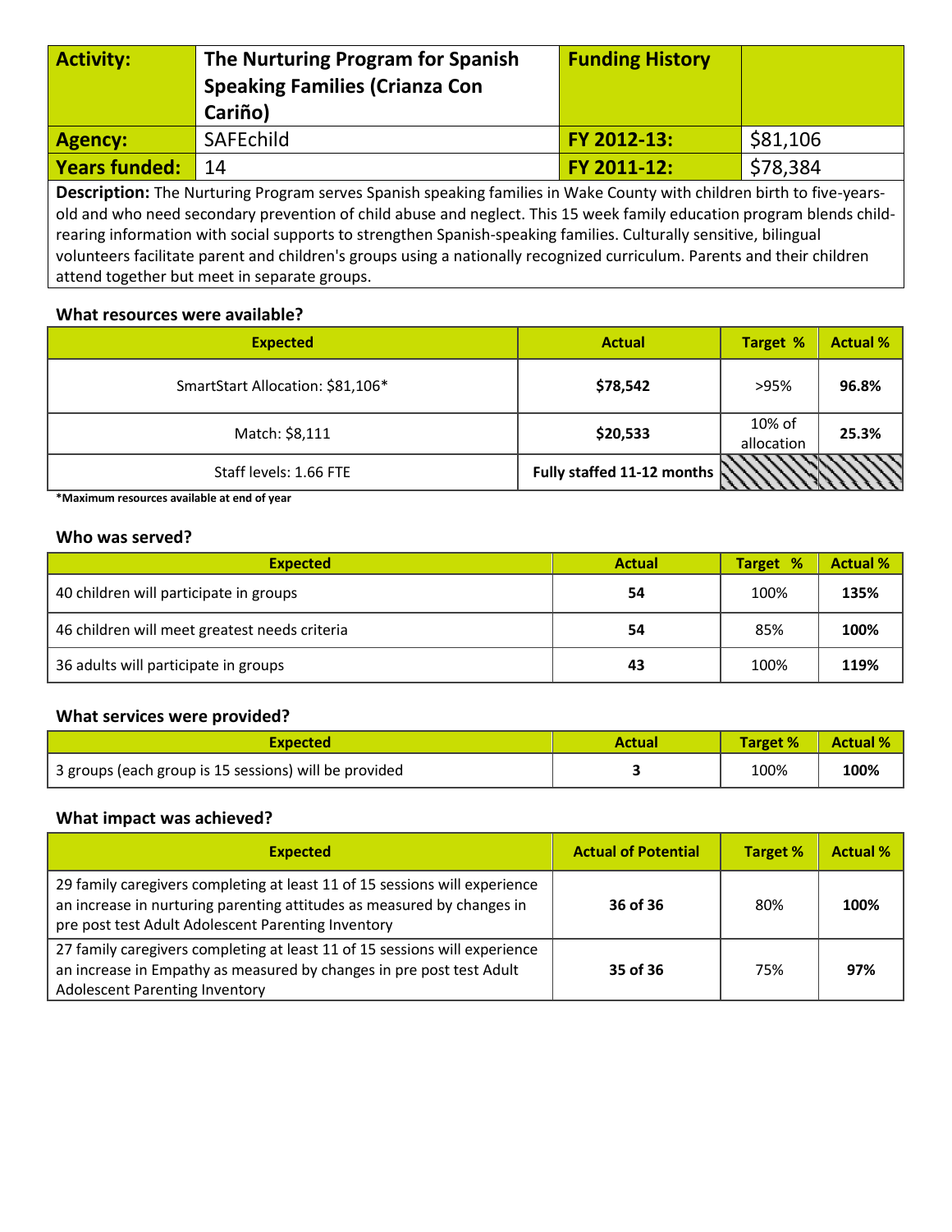| Activity: | The Nurturing Program for Spanish Speaking Families (Crianza Con Cariño) | Funding History | |
|---|---|---|---|
| Agency: | SAFEchild | FY 2012-13: | $81,106 |
| Years funded: | 14 | FY 2011-12: | $78,384 |

**Description:** The Nurturing Program serves Spanish speaking families in Wake County with children birth to five-years-old and who need secondary prevention of child abuse and neglect. This 15 week family education program blends child-rearing information with social supports to strengthen Spanish-speaking families. Culturally sensitive, bilingual volunteers facilitate parent and children's groups using a nationally recognized curriculum. Parents and their children attend together but meet in separate groups.

### What resources were available?

| Expected | Actual | Target % | Actual % |
|---|---|---|---|
| SmartStart Allocation: $81,106* | **$78,542** | >95% | **96.8%** |
| Match: $8,111 | **$20,533** | 10% of allocation | **25.3%** |
| Staff levels: 1.66 FTE | **Fully staffed 11-12 months** | | |

**\*Maximum resources available at end of year**

### Who was served?

| Expected | Actual | Target % | Actual % |
|---|---|---|---|
| 40 children will participate in groups | **54** | 100% | **135%** |
| 46 children will meet greatest needs criteria | **54** | 85% | **100%** |
| 36 adults will participate in groups | **43** | 100% | **119%** |

### What services were provided?

| Expected | Actual | Target % | Actual % |
|---|---|---|---|
| 3 groups (each group is 15 sessions) will be provided | **3** | 100% | **100%** |

### What impact was achieved?

| Expected | Actual of Potential | Target % | Actual % |
|---|---|---|---|
| 29 family caregivers completing at least 11 of 15 sessions will experience an increase in nurturing parenting attitudes as measured by changes in pre post test Adult Adolescent Parenting Inventory | **36 of 36** | 80% | **100%** |
| 27 family caregivers completing at least 11 of 15 sessions will experience an increase in Empathy as measured by changes in pre post test Adult Adolescent Parenting Inventory | **35 of 36** | 75% | **97%** |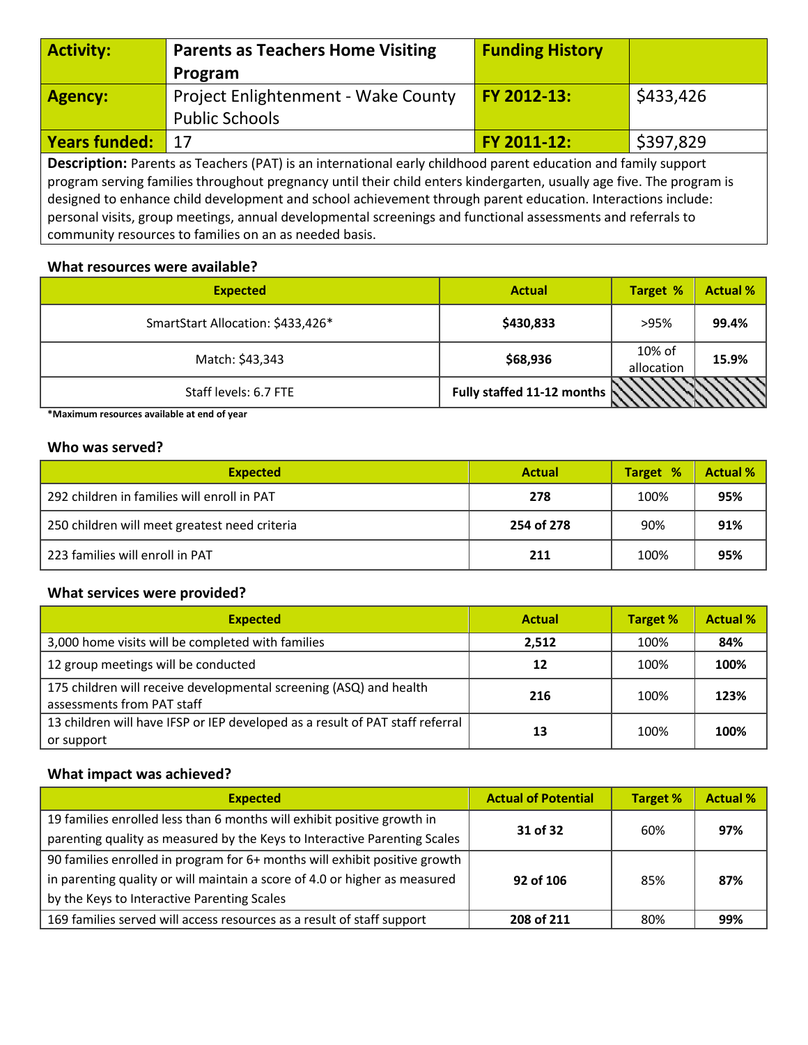| Activity: | Parents as Teachers Home Visiting Program | Funding History | |
|---|---|---|---|
| Agency: | Project Enlightenment - Wake County Public Schools | FY 2012-13: | $433,426 |
| Years funded: | 17 | FY 2011-12: | $397,829 |

**Description:** Parents as Teachers (PAT) is an international early childhood parent education and family support program serving families throughout pregnancy until their child enters kindergarten, usually age five. The program is designed to enhance child development and school achievement through parent education. Interactions include: personal visits, group meetings, annual developmental screenings and functional assessments and referrals to community resources to families on an as needed basis.

### What resources were available?

| Expected | Actual | Target % | Actual % |
|---|---|---|---|
| SmartStart Allocation: $433,426* | **$430,833** | >95% | **99.4%** |
| Match: $43,343 | **$68,936** | 10% of allocation | **15.9%** |
| Staff levels: 6.7 FTE | **Fully staffed 11-12 months** | | |

***Maximum resources available at end of year**

### Who was served?

| Expected | Actual | Target % | Actual % |
|---|---|---|---|
| 292 children in families will enroll in PAT | **278** | 100% | **95%** |
| 250 children will meet greatest need criteria | **254 of 278** | 90% | **91%** |
| 223 families will enroll in PAT | **211** | 100% | **95%** |

### What services were provided?

| Expected | Actual | Target % | Actual % |
|---|---|---|---|
| 3,000 home visits will be completed with families | **2,512** | 100% | **84%** |
| 12 group meetings will be conducted | **12** | 100% | **100%** |
| 175 children will receive developmental screening (ASQ) and health assessments from PAT staff | **216** | 100% | **123%** |
| 13 children will have IFSP or IEP developed as a result of PAT staff referral or support | **13** | 100% | **100%** |

### What impact was achieved?

| Expected | Actual of Potential | Target % | Actual % |
|---|---|---|---|
| 19 families enrolled less than 6 months will exhibit positive growth in parenting quality as measured by the Keys to Interactive Parenting Scales | **31 of 32** | 60% | **97%** |
| 90 families enrolled in program for 6+ months will exhibit positive growth in parenting quality or will maintain a score of 4.0 or higher as measured by the Keys to Interactive Parenting Scales | **92 of 106** | 85% | **87%** |
| 169 families served will access resources as a result of staff support | **208 of 211** | 80% | **99%** |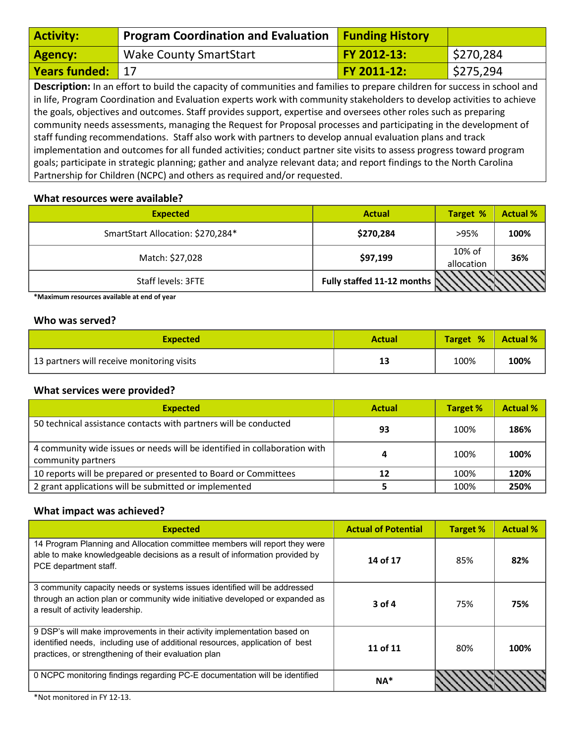| Activity: | Program Coordination and Evaluation | Funding History | |
|---|---|---|---|
| Agency: | Wake County SmartStart | FY 2012-13: | $270,284 |
| Years funded: | 17 | FY 2011-12: | $275,294 |

**Description:** In an effort to build the capacity of communities and families to prepare children for success in school and in life, Program Coordination and Evaluation experts work with community stakeholders to develop activities to achieve the goals, objectives and outcomes. Staff provides support, expertise and oversees other roles such as preparing community needs assessments, managing the Request for Proposal processes and participating in the development of staff funding recommendations. Staff also work with partners to develop annual evaluation plans and track implementation and outcomes for all funded activities; conduct partner site visits to assess progress toward program goals; participate in strategic planning; gather and analyze relevant data; and report findings to the North Carolina Partnership for Children (NCPC) and others as required and/or requested.

### What resources were available?

| Expected | Actual | Target % | Actual % |
|---|---|---|---|
| SmartStart Allocation: $270,284* | **$270,284** | >95% | **100%** |
| Match: $27,028 | **$97,199** | 10% of allocation | **36%** |
| Staff levels: 3FTE | **Fully staffed 11-12 months** | | |

**\*Maximum resources available at end of year**

### Who was served?

| Expected | Actual | Target % | Actual % |
|---|---|---|---|
| 13 partners will receive monitoring visits | **13** | 100% | **100%** |

### What services were provided?

| Expected | Actual | Target % | Actual % |
|---|---|---|---|
| 50 technical assistance contacts with partners will be conducted | **93** | 100% | **186%** |
| 4 community wide issues or needs will be identified in collaboration with community partners | **4** | 100% | **100%** |
| 10 reports will be prepared or presented to Board or Committees | **12** | 100% | **120%** |
| 2 grant applications will be submitted or implemented | **5** | 100% | **250%** |

### What impact was achieved?

| Expected | Actual of Potential | Target % | Actual % |
|---|---|---|---|
| 14 Program Planning and Allocation committee members will report they were able to make knowledgeable decisions as a result of information provided by PCE department staff. | **14 of 17** | 85% | **82%** |
| 3 community capacity needs or systems issues identified will be addressed through an action plan or community wide initiative developed or expanded as a result of activity leadership. | **3 of 4** | 75% | **75%** |
| 9 DSP's will make improvements in their activity implementation based on identified needs, including use of additional resources, application of best practices, or strengthening of their evaluation plan | **11 of 11** | 80% | **100%** |
| 0 NCPC monitoring findings regarding PC-E documentation will be identified | **NA*** | | |

*Not monitored in FY 12-13.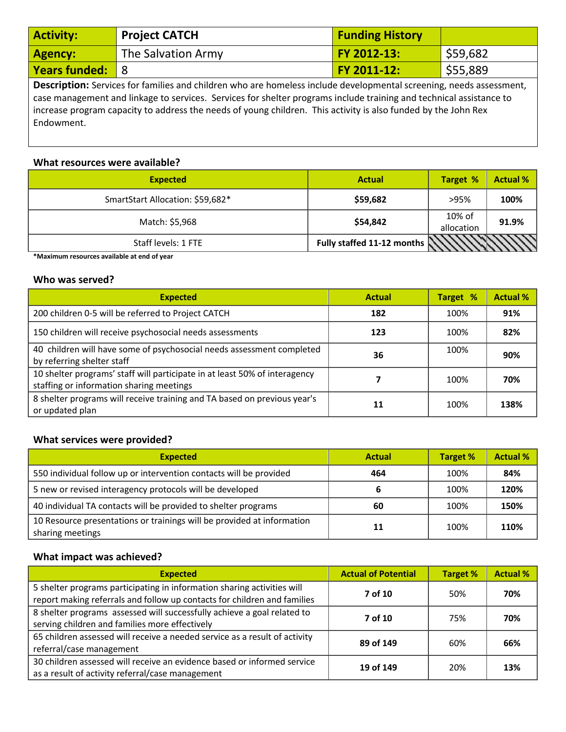| Activity: | Project CATCH | Funding History | |
|---|---|---|---|
| Agency: | The Salvation Army | FY 2012-13: | $59,682 |
| Years funded: | 8 | FY 2011-12: | $55,889 |

**Description:** Services for families and children who are homeless include developmental screening, needs assessment, case management and linkage to services. Services for shelter programs include training and technical assistance to increase program capacity to address the needs of young children. This activity is also funded by the John Rex Endowment.

### What resources were available?

| Expected | Actual | Target % | Actual % |
|---|---|---|---|
| SmartStart Allocation: $59,682* | **$59,682** | >95% | **100%** |
| Match: $5,968 | **$54,842** | 10% of allocation | **91.9%** |
| Staff levels: 1 FTE | **Fully staffed 11-12 months** | | |

***Maximum resources available at end of year**

### Who was served?

| Expected | Actual | Target % | Actual % |
|---|---|---|---|
| 200 children 0-5 will be referred to Project CATCH | **182** | 100% | **91%** |
| 150 children will receive psychosocial needs assessments | **123** | 100% | **82%** |
| 40 children will have some of psychosocial needs assessment completed by referring shelter staff | **36** | 100% | **90%** |
| 10 shelter programs' staff will participate in at least 50% of interagency staffing or information sharing meetings | **7** | 100% | **70%** |
| 8 shelter programs will receive training and TA based on previous year's or updated plan | **11** | 100% | **138%** |

### What services were provided?

| Expected | Actual | Target % | Actual % |
|---|---|---|---|
| 550 individual follow up or intervention contacts will be provided | **464** | 100% | **84%** |
| 5 new or revised interagency protocols will be developed | **6** | 100% | **120%** |
| 40 individual TA contacts will be provided to shelter programs | **60** | 100% | **150%** |
| 10 Resource presentations or trainings will be provided at information sharing meetings | **11** | 100% | **110%** |

### What impact was achieved?

| Expected | Actual of Potential | Target % | Actual % |
|---|---|---|---|
| 5 shelter programs participating in information sharing activities will report making referrals and follow up contacts for children and families | **7 of 10** | 50% | **70%** |
| 8 shelter programs assessed will successfully achieve a goal related to serving children and families more effectively | **7 of 10** | 75% | **70%** |
| 65 children assessed will receive a needed service as a result of activity referral/case management | **89 of 149** | 60% | **66%** |
| 30 children assessed will receive an evidence based or informed service as a result of activity referral/case management | **19 of 149** | 20% | **13%** |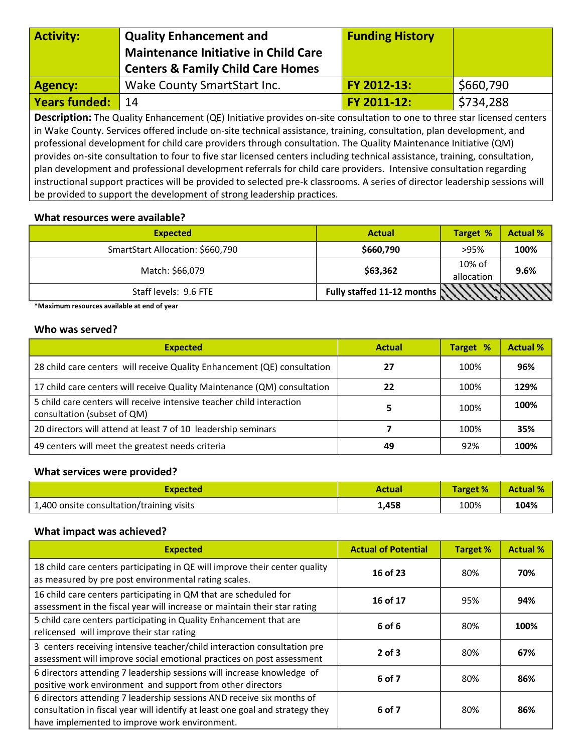| Activity: | Quality Enhancement and Maintenance Initiative in Child Care Centers & Family Child Care Homes | Funding History | |
|---|---|---|---|
| Agency: | Wake County SmartStart Inc. | FY 2012-13: | $660,790 |
| Years funded: | 14 | FY 2011-12: | $734,288 |

**Description:** The Quality Enhancement (QE) Initiative provides on-site consultation to one to three star licensed centers in Wake County. Services offered include on-site technical assistance, training, consultation, plan development, and professional development for child care providers through consultation. The Quality Maintenance Initiative (QM) provides on-site consultation to four to five star licensed centers including technical assistance, training, consultation, plan development and professional development referrals for child care providers. Intensive consultation regarding instructional support practices will be provided to selected pre-k classrooms. A series of director leadership sessions will be provided to support the development of strong leadership practices.

### What resources were available?

| Expected | Actual | Target % | Actual % |
|---|---|---|---|
| SmartStart Allocation: $660,790 | **$660,790** | >95% | **100%** |
| Match: $66,079 | **$63,362** | 10% of allocation | **9.6%** |
| Staff levels: 9.6 FTE | **Fully staffed 11-12 months** | | |

**\*Maximum resources available at end of year**

### Who was served?

| Expected | Actual | Target % | Actual % |
|---|---|---|---|
| 28 child care centers will receive Quality Enhancement (QE) consultation | **27** | 100% | **96%** |
| 17 child care centers will receive Quality Maintenance (QM) consultation | **22** | 100% | **129%** |
| 5 child care centers will receive intensive teacher child interaction consultation (subset of QM) | **5** | 100% | **100%** |
| 20 directors will attend at least 7 of 10 leadership seminars | **7** | 100% | **35%** |
| 49 centers will meet the greatest needs criteria | **49** | 92% | **100%** |

### What services were provided?

| Expected | Actual | Target % | Actual % |
|---|---|---|---|
| 1,400 onsite consultation/training visits | **1,458** | 100% | **104%** |

### What impact was achieved?

| Expected | Actual of Potential | Target % | Actual % |
|---|---|---|---|
| 18 child care centers participating in QE will improve their center quality as measured by pre post environmental rating scales. | **16 of 23** | 80% | **70%** |
| 16 child care centers participating in QM that are scheduled for assessment in the fiscal year will increase or maintain their star rating | **16 of 17** | 95% | **94%** |
| 5 child care centers participating in Quality Enhancement that are relicensed will improve their star rating | **6 of 6** | 80% | **100%** |
| 3 centers receiving intensive teacher/child interaction consultation pre assessment will improve social emotional practices on post assessment | **2 of 3** | 80% | **67%** |
| 6 directors attending 7 leadership sessions will increase knowledge of positive work environment and support from other directors | **6 of 7** | 80% | **86%** |
| 6 directors attending 7 leadership sessions AND receive six months of consultation in fiscal year will identify at least one goal and strategy they have implemented to improve work environment. | **6 of 7** | 80% | **86%** |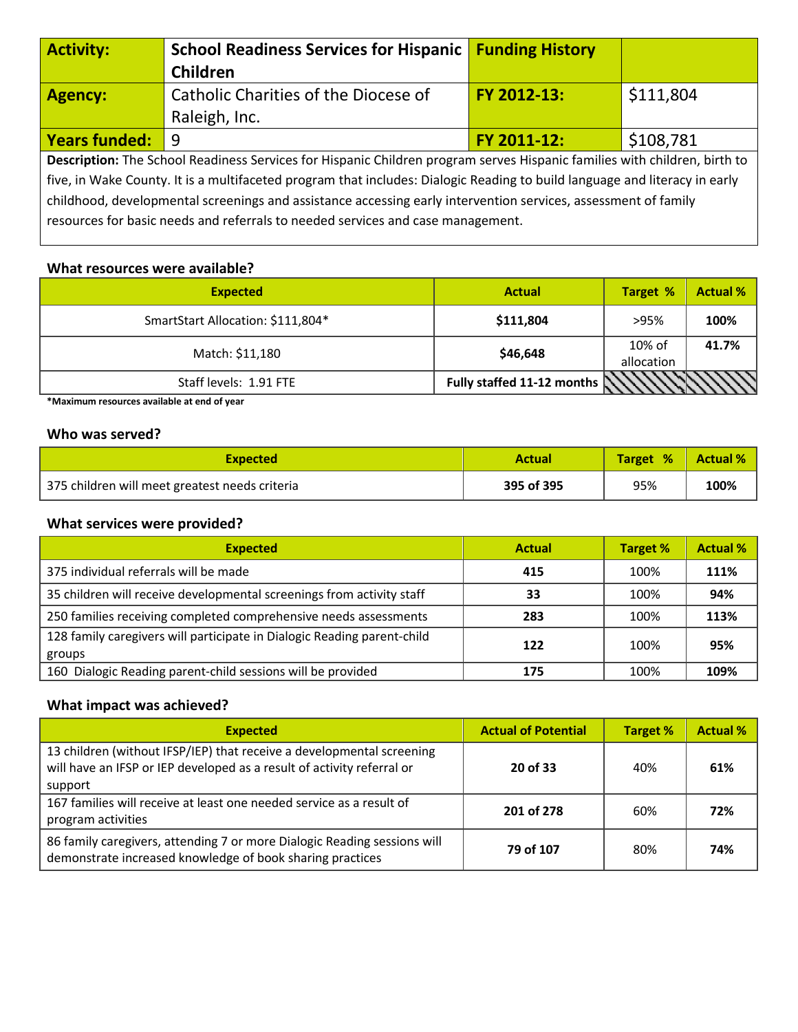| Activity: | School Readiness Services for Hispanic Children | Funding History | |
|---|---|---|---|
| Agency: | Catholic Charities of the Diocese of Raleigh, Inc. | FY 2012-13: | $111,804 |
| Years funded: | 9 | FY 2011-12: | $108,781 |

**Description:** The School Readiness Services for Hispanic Children program serves Hispanic families with children, birth to five, in Wake County. It is a multifaceted program that includes: Dialogic Reading to build language and literacy in early childhood, developmental screenings and assistance accessing early intervention services, assessment of family resources for basic needs and referrals to needed services and case management.

### What resources were available?

| Expected | Actual | Target % | Actual % |
|---|---|---|---|
| SmartStart Allocation: $111,804* | **$111,804** | >95% | **100%** |
| Match: $11,180 | **$46,648** | 10% of allocation | **41.7%** |
| Staff levels: 1.91 FTE | **Fully staffed 11-12 months** | | |

***Maximum resources available at end of year**

### Who was served?

| Expected | Actual | Target % | Actual % |
|---|---|---|---|
| 375 children will meet greatest needs criteria | **395 of 395** | 95% | **100%** |

### What services were provided?

| Expected | Actual | Target % | Actual % |
|---|---|---|---|
| 375 individual referrals will be made | **415** | 100% | **111%** |
| 35 children will receive developmental screenings from activity staff | **33** | 100% | **94%** |
| 250 families receiving completed comprehensive needs assessments | **283** | 100% | **113%** |
| 128 family caregivers will participate in Dialogic Reading parent-child groups | **122** | 100% | **95%** |
| 160 Dialogic Reading parent-child sessions will be provided | **175** | 100% | **109%** |

### What impact was achieved?

| Expected | Actual of Potential | Target % | Actual % |
|---|---|---|---|
| 13 children (without IFSP/IEP) that receive a developmental screening will have an IFSP or IEP developed as a result of activity referral or support | **20 of 33** | 40% | **61%** |
| 167 families will receive at least one needed service as a result of program activities | **201 of 278** | 60% | **72%** |
| 86 family caregivers, attending 7 or more Dialogic Reading sessions will demonstrate increased knowledge of book sharing practices | **79 of 107** | 80% | **74%** |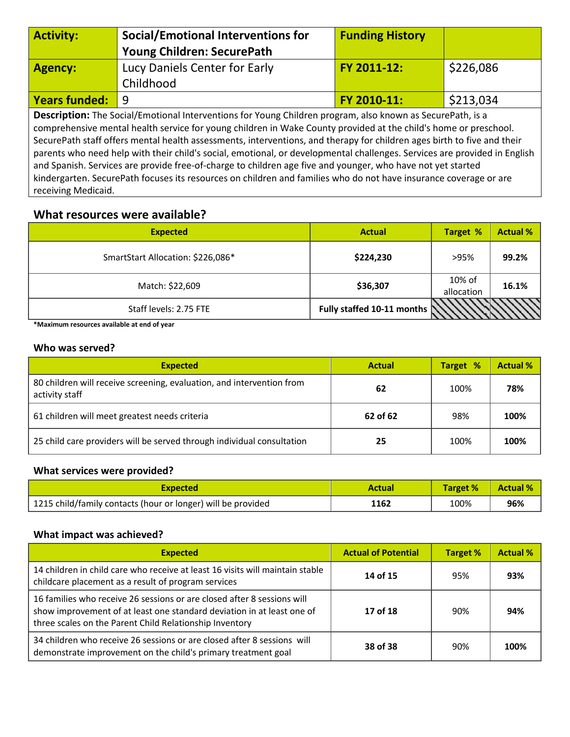| **Activity:** | **Social/Emotional Interventions for Young Children: SecurePath** | **Funding History** | |
|---|---|---|---|
| **Agency:** | Lucy Daniels Center for Early Childhood | **FY 2011-12:** | $226,086 |
| **Years funded:** | 9 | **FY 2010-11:** | $213,034 |

**Description:** The Social/Emotional Interventions for Young Children program, also known as SecurePath, is a comprehensive mental health service for young children in Wake County provided at the child's home or preschool. SecurePath staff offers mental health assessments, interventions, and therapy for children ages birth to five and their parents who need help with their child's social, emotional, or developmental challenges. Services are provided in English and Spanish. Services are provide free-of-charge to children age five and younger, who have not yet started kindergarten. SecurePath focuses its resources on children and families who do not have insurance coverage or are receiving Medicaid.

## What resources were available?

| Expected | Actual | Target % | Actual % |
|---|---|---|---|
| SmartStart Allocation: $226,086* | **$224,230** | >95% | **99.2%** |
| Match: $22,609 | **$36,307** | 10% of allocation | **16.1%** |
| Staff levels: 2.75 FTE | **Fully staffed 10-11 months** | | |

***Maximum resources available at end of year**

### Who was served?

| Expected | Actual | Target % | Actual % |
|---|---|---|---|
| 80 children will receive screening, evaluation, and intervention from activity staff | **62** | 100% | **78%** |
| 61 children will meet greatest needs criteria | **62 of 62** | 98% | **100%** |
| 25 child care providers will be served through individual consultation | **25** | 100% | **100%** |

### What services were provided?

| Expected | Actual | Target % | Actual % |
|---|---|---|---|
| 1215 child/family contacts (hour or longer) will be provided | **1162** | 100% | **96%** |

### What impact was achieved?

| Expected | Actual of Potential | Target % | Actual % |
|---|---|---|---|
| 14 children in child care who receive at least 16 visits will maintain stable childcare placement as a result of program services | **14 of 15** | 95% | **93%** |
| 16 families who receive 26 sessions or are closed after 8 sessions will show improvement of at least one standard deviation in at least one of three scales on the Parent Child Relationship Inventory | **17 of 18** | 90% | **94%** |
| 34 children who receive 26 sessions or are closed after 8 sessions will demonstrate improvement on the child's primary treatment goal | **38 of 38** | 90% | **100%** |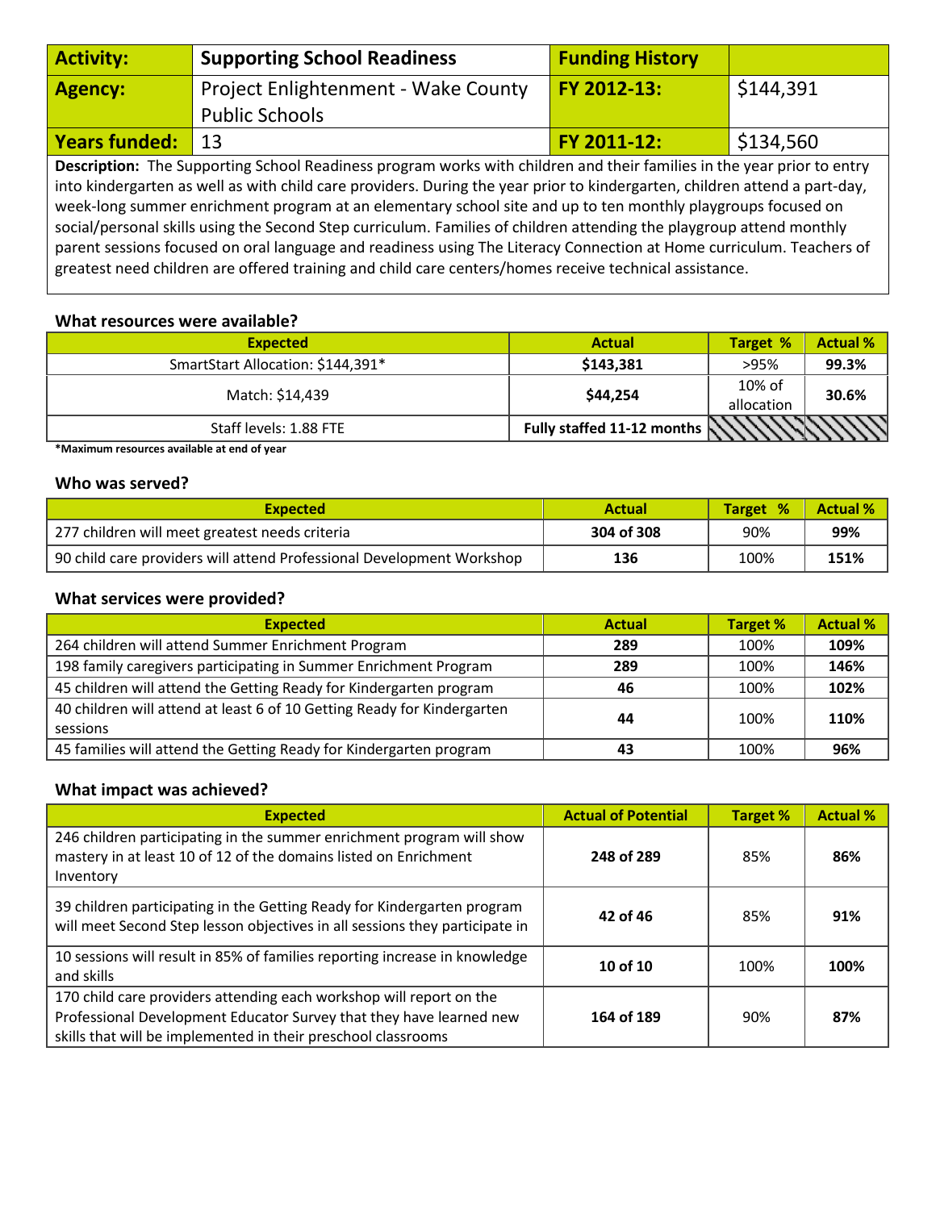| Activity: | Supporting School Readiness | Funding History | |
|---|---|---|---|
| Agency: | Project Enlightenment - Wake County Public Schools | FY 2012-13: | $144,391 |
| Years funded: | 13 | FY 2011-12: | $134,560 |

**Description:** The Supporting School Readiness program works with children and their families in the year prior to entry into kindergarten as well as with child care providers. During the year prior to kindergarten, children attend a part-day, week-long summer enrichment program at an elementary school site and up to ten monthly playgroups focused on social/personal skills using the Second Step curriculum. Families of children attending the playgroup attend monthly parent sessions focused on oral language and readiness using The Literacy Connection at Home curriculum. Teachers of greatest need children are offered training and child care centers/homes receive technical assistance.

### What resources were available?

| Expected | Actual | Target % | Actual % |
|---|---|---|---|
| SmartStart Allocation: $144,391* | **$143,381** | >95% | **99.3%** |
| Match: $14,439 | **$44,254** | 10% of allocation | **30.6%** |
| Staff levels: 1.88 FTE | **Fully staffed 11-12 months** | | |

**\*Maximum resources available at end of year**

### Who was served?

| Expected | Actual | Target % | Actual % |
|---|---|---|---|
| 277 children will meet greatest needs criteria | **304 of 308** | 90% | **99%** |
| 90 child care providers will attend Professional Development Workshop | **136** | 100% | **151%** |

### What services were provided?

| Expected | Actual | Target % | Actual % |
|---|---|---|---|
| 264 children will attend Summer Enrichment Program | **289** | 100% | **109%** |
| 198 family caregivers participating in Summer Enrichment Program | **289** | 100% | **146%** |
| 45 children will attend the Getting Ready for Kindergarten program | **46** | 100% | **102%** |
| 40 children will attend at least 6 of 10 Getting Ready for Kindergarten sessions | **44** | 100% | **110%** |
| 45 families will attend the Getting Ready for Kindergarten program | **43** | 100% | **96%** |

### What impact was achieved?

| Expected | Actual of Potential | Target % | Actual % |
|---|---|---|---|
| 246 children participating in the summer enrichment program will show mastery in at least 10 of 12 of the domains listed on Enrichment Inventory | **248 of 289** | 85% | **86%** |
| 39 children participating in the Getting Ready for Kindergarten program will meet Second Step lesson objectives in all sessions they participate in | **42 of 46** | 85% | **91%** |
| 10 sessions will result in 85% of families reporting increase in knowledge and skills | **10 of 10** | 100% | **100%** |
| 170 child care providers attending each workshop will report on the Professional Development Educator Survey that they have learned new skills that will be implemented in their preschool classrooms | **164 of 189** | 90% | **87%** |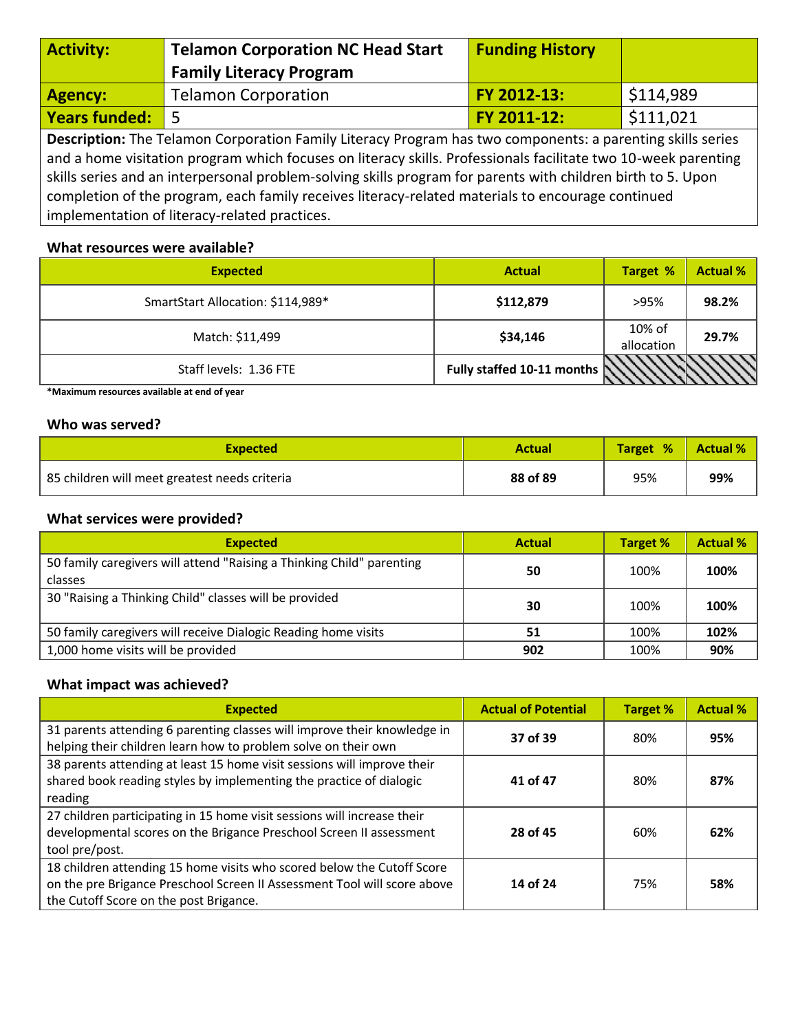| Activity: | Telamon Corporation NC Head Start Family Literacy Program | Funding History | |
|---|---|---|---|
| Agency: | Telamon Corporation | FY 2012-13: | $114,989 |
| Years funded: | 5 | FY 2011-12: | $111,021 |

**Description:** The Telamon Corporation Family Literacy Program has two components: a parenting skills series and a home visitation program which focuses on literacy skills. Professionals facilitate two 10-week parenting skills series and an interpersonal problem-solving skills program for parents with children birth to 5. Upon completion of the program, each family receives literacy-related materials to encourage continued implementation of literacy-related practices.

### What resources were available?

| Expected | Actual | Target % | Actual % |
|---|---|---|---|
| SmartStart Allocation: $114,989* | **$112,879** | >95% | **98.2%** |
| Match: $11,499 | **$34,146** | 10% of allocation | **29.7%** |
| Staff levels: 1.36 FTE | **Fully staffed 10-11 months** | | |

**\*Maximum resources available at end of year**

### Who was served?

| Expected | Actual | Target % | Actual % |
|---|---|---|---|
| 85 children will meet greatest needs criteria | **88 of 89** | 95% | **99%** |

### What services were provided?

| Expected | Actual | Target % | Actual % |
|---|---|---|---|
| 50 family caregivers will attend "Raising a Thinking Child" parenting classes | **50** | 100% | **100%** |
| 30 "Raising a Thinking Child" classes will be provided | **30** | 100% | **100%** |
| 50 family caregivers will receive Dialogic Reading home visits | **51** | 100% | **102%** |
| 1,000 home visits will be provided | **902** | 100% | **90%** |

### What impact was achieved?

| Expected | Actual of Potential | Target % | Actual % |
|---|---|---|---|
| 31 parents attending 6 parenting classes will improve their knowledge in helping their children learn how to problem solve on their own | **37 of 39** | 80% | **95%** |
| 38 parents attending at least 15 home visit sessions will improve their shared book reading styles by implementing the practice of dialogic reading | **41 of 47** | 80% | **87%** |
| 27 children participating in 15 home visit sessions will increase their developmental scores on the Brigance Preschool Screen II assessment tool pre/post. | **28 of 45** | 60% | **62%** |
| 18 children attending 15 home visits who scored below the Cutoff Score on the pre Brigance Preschool Screen II Assessment Tool will score above the Cutoff Score on the post Brigance. | **14 of 24** | 75% | **58%** |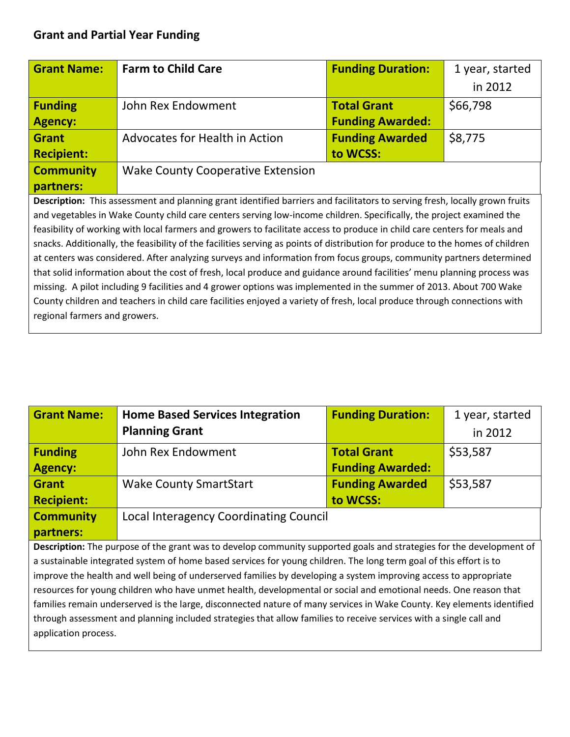## Grant and Partial Year Funding

| **Grant Name:** | **Farm to Child Care** | **Funding Duration:** | 1 year, started in 2012 |
|---|---|---|---|
| **Funding Agency:** | John Rex Endowment | **Total Grant Funding Awarded:** | $66,798 |
| **Grant Recipient:** | Advocates for Health in Action | **Funding Awarded to WCSS:** | $8,775 |
| **Community partners:** | Wake County Cooperative Extension | | |

**Description:** This assessment and planning grant identified barriers and facilitators to serving fresh, locally grown fruits and vegetables in Wake County child care centers serving low-income children. Specifically, the project examined the feasibility of working with local farmers and growers to facilitate access to produce in child care centers for meals and snacks. Additionally, the feasibility of the facilities serving as points of distribution for produce to the homes of children at centers was considered. After analyzing surveys and information from focus groups, community partners determined that solid information about the cost of fresh, local produce and guidance around facilities' menu planning process was missing. A pilot including 9 facilities and 4 grower options was implemented in the summer of 2013. About 700 Wake County children and teachers in child care facilities enjoyed a variety of fresh, local produce through connections with regional farmers and growers.

| **Grant Name:** | **Home Based Services Integration Planning Grant** | **Funding Duration:** | 1 year, started in 2012 |
|---|---|---|---|
| **Funding Agency:** | John Rex Endowment | **Total Grant Funding Awarded:** | $53,587 |
| **Grant Recipient:** | Wake County SmartStart | **Funding Awarded to WCSS:** | $53,587 |
| **Community partners:** | Local Interagency Coordinating Council | | |

**Description:** The purpose of the grant was to develop community supported goals and strategies for the development of a sustainable integrated system of home based services for young children. The long term goal of this effort is to improve the health and well being of underserved families by developing a system improving access to appropriate resources for young children who have unmet health, developmental or social and emotional needs. One reason that families remain underserved is the large, disconnected nature of many services in Wake County. Key elements identified through assessment and planning included strategies that allow families to receive services with a single call and application process.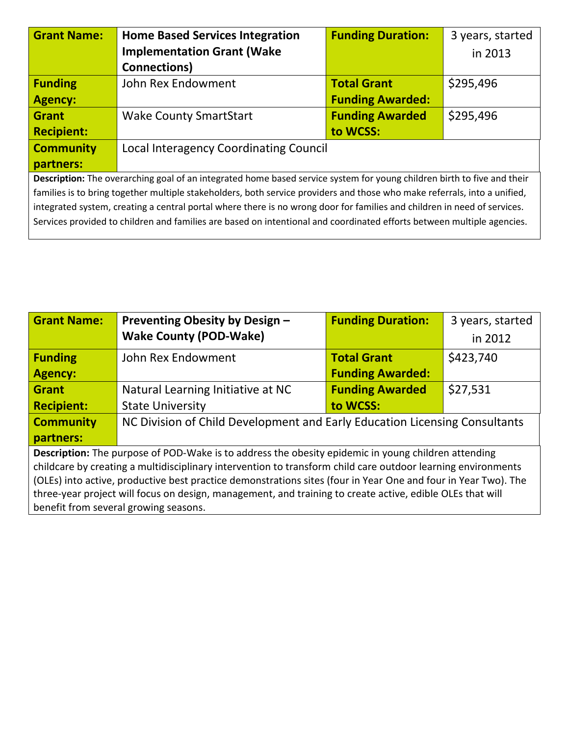| **Grant Name:** | **Home Based Services Integration Implementation Grant (Wake Connections)** | **Funding Duration:** | 3 years, started in 2013 |
|---|---|---|---|
| **Funding Agency:** | John Rex Endowment | **Total Grant Funding Awarded:** | $295,496 |
| **Grant Recipient:** | Wake County SmartStart | **Funding Awarded to WCSS:** | $295,496 |
| **Community partners:** | Local Interagency Coordinating Council | | |

**Description:** The overarching goal of an integrated home based service system for young children birth to five and their families is to bring together multiple stakeholders, both service providers and those who make referrals, into a unified, integrated system, creating a central portal where there is no wrong door for families and children in need of services. Services provided to children and families are based on intentional and coordinated efforts between multiple agencies.

| **Grant Name:** | **Preventing Obesity by Design – Wake County (POD-Wake)** | **Funding Duration:** | 3 years, started in 2012 |
|---|---|---|---|
| **Funding Agency:** | John Rex Endowment | **Total Grant Funding Awarded:** | $423,740 |
| **Grant Recipient:** | Natural Learning Initiative at NC State University | **Funding Awarded to WCSS:** | $27,531 |
| **Community partners:** | NC Division of Child Development and Early Education Licensing Consultants | | |

**Description:** The purpose of POD-Wake is to address the obesity epidemic in young children attending childcare by creating a multidisciplinary intervention to transform child care outdoor learning environments (OLEs) into active, productive best practice demonstrations sites (four in Year One and four in Year Two). The three-year project will focus on design, management, and training to create active, edible OLEs that will benefit from several growing seasons.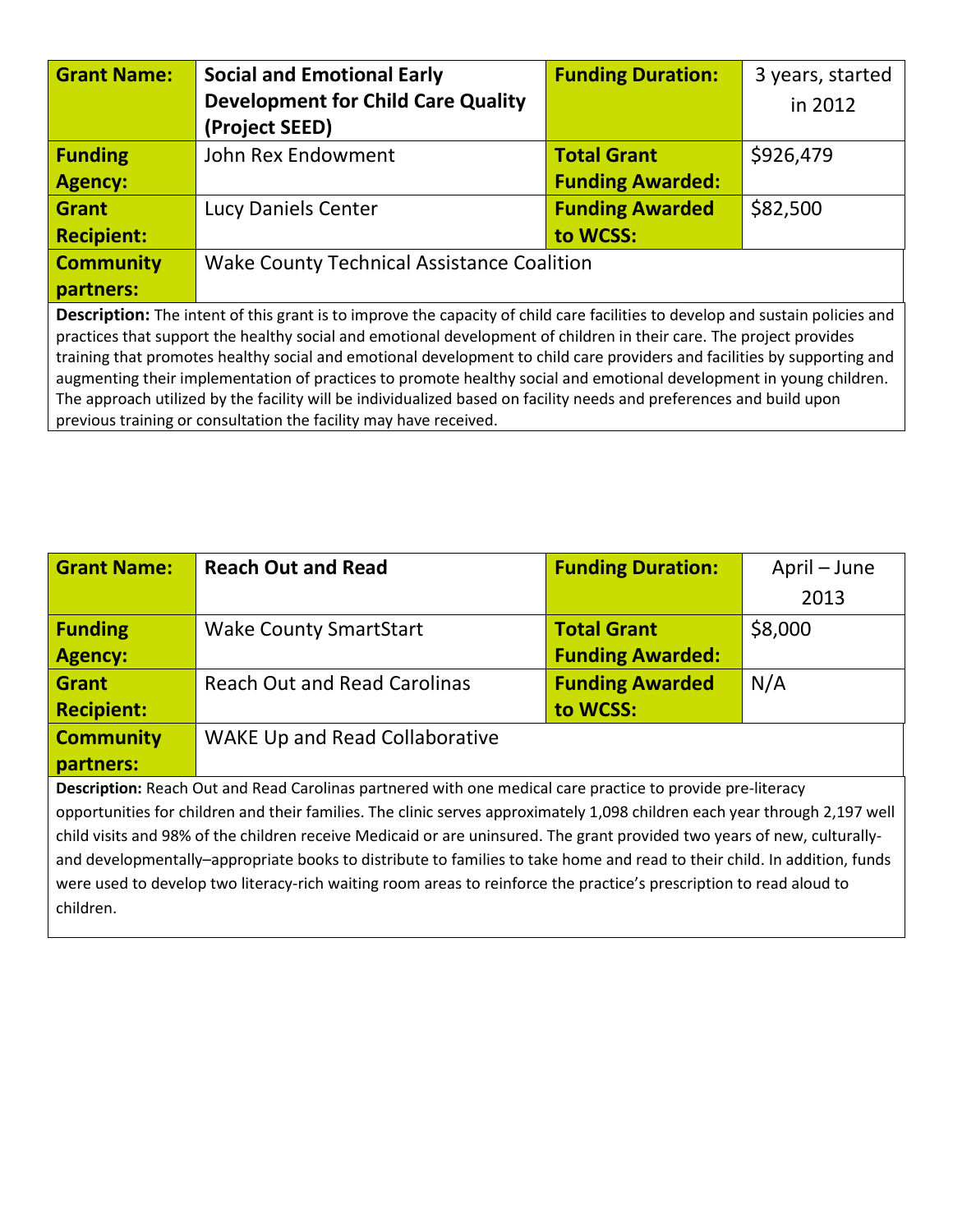| Grant Name: | Social and Emotional Early Development for Child Care Quality (Project SEED) | Funding Duration: | 3 years, started in 2012 |
|---|---|---|---|
| Funding Agency: | John Rex Endowment | Total Grant Funding Awarded: | $926,479 |
| Grant Recipient: | Lucy Daniels Center | Funding Awarded to WCSS: | $82,500 |
| Community partners: | Wake County Technical Assistance Coalition | | |

**Description:** The intent of this grant is to improve the capacity of child care facilities to develop and sustain policies and practices that support the healthy social and emotional development of children in their care. The project provides training that promotes healthy social and emotional development to child care providers and facilities by supporting and augmenting their implementation of practices to promote healthy social and emotional development in young children. The approach utilized by the facility will be individualized based on facility needs and preferences and build upon previous training or consultation the facility may have received.

| Grant Name: | Reach Out and Read | Funding Duration: | April – June 2013 |
|---|---|---|---|
| Funding Agency: | Wake County SmartStart | Total Grant Funding Awarded: | $8,000 |
| Grant Recipient: | Reach Out and Read Carolinas | Funding Awarded to WCSS: | N/A |
| Community partners: | WAKE Up and Read Collaborative | | |

**Description:** Reach Out and Read Carolinas partnered with one medical care practice to provide pre-literacy opportunities for children and their families. The clinic serves approximately 1,098 children each year through 2,197 well child visits and 98% of the children receive Medicaid or are uninsured. The grant provided two years of new, culturally- and developmentally–appropriate books to distribute to families to take home and read to their child. In addition, funds were used to develop two literacy-rich waiting room areas to reinforce the practice's prescription to read aloud to children.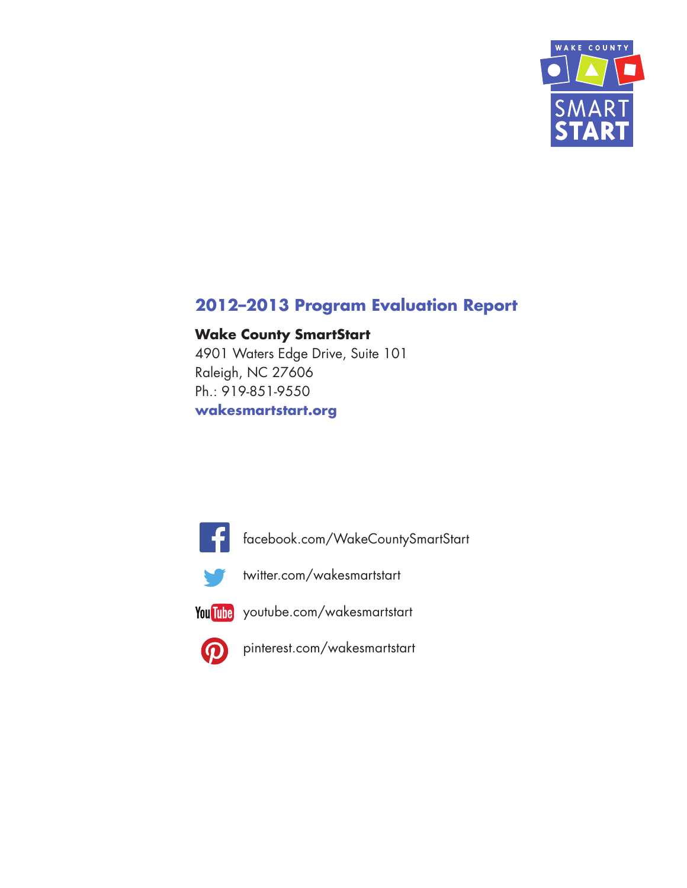WAKE COUNTY SMART START

## 2012–2013 Program Evaluation Report

**Wake County SmartStart**
4901 Waters Edge Drive, Suite 101
Raleigh, NC 27606
Ph.: 919-851-9550
**wakesmartstart.org**

facebook.com/WakeCountySmartStart

twitter.com/wakesmartstart

youtube.com/wakesmartstart

pinterest.com/wakesmartstart